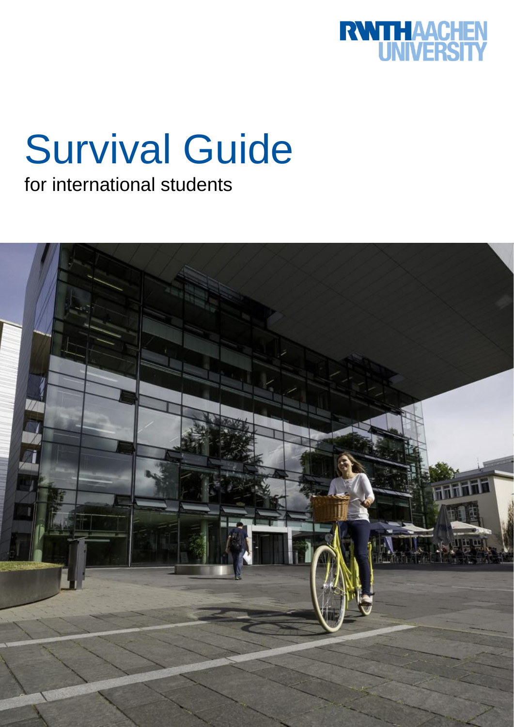RWTH AACHEN UNIVERSITY

# Survival Guide

for international students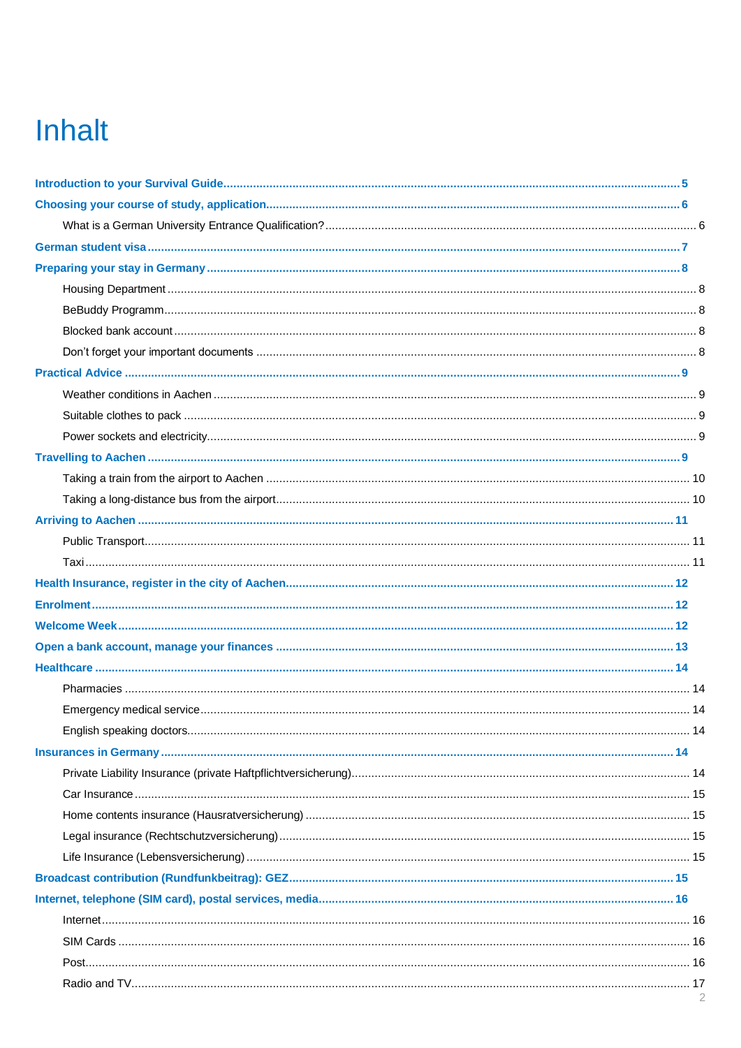# Inhalt

- **Introduction to your Survival Guide** ... 5
- **Choosing your course of study, application** ... 6
  - What is a German University Entrance Qualification? ... 6
- **German student visa** ... 7
- **Preparing your stay in Germany** ... 8
  - Housing Department ... 8
  - BeBuddy Programm ... 8
  - Blocked bank account ... 8
  - Don't forget your important documents ... 8
- **Practical Advice** ... 9
  - Weather conditions in Aachen ... 9
  - Suitable clothes to pack ... 9
  - Power sockets and electricity ... 9
- **Travelling to Aachen** ... 9
  - Taking a train from the airport to Aachen ... 10
  - Taking a long-distance bus from the airport ... 10
- **Arriving to Aachen** ... 11
  - Public Transport ... 11
  - Taxi ... 11
- **Health Insurance, register in the city of Aachen** ... 12
- **Enrolment** ... 12
- **Welcome Week** ... 12
- **Open a bank account, manage your finances** ... 13
- **Healthcare** ... 14
  - Pharmacies ... 14
  - Emergency medical service ... 14
  - English speaking doctors ... 14
- **Insurances in Germany** ... 14
  - Private Liability Insurance (private Haftpflichtversicherung) ... 14
  - Car Insurance ... 15
  - Home contents insurance (Hausratversicherung) ... 15
  - Legal insurance (Rechtschutzversicherung) ... 15
  - Life Insurance (Lebensversicherung) ... 15
- **Broadcast contribution (Rundfunkbeitrag): GEZ** ... 15
- **Internet, telephone (SIM card), postal services, media** ... 16
  - Internet ... 16
  - SIM Cards ... 16
  - Post ... 16
  - Radio and TV ... 17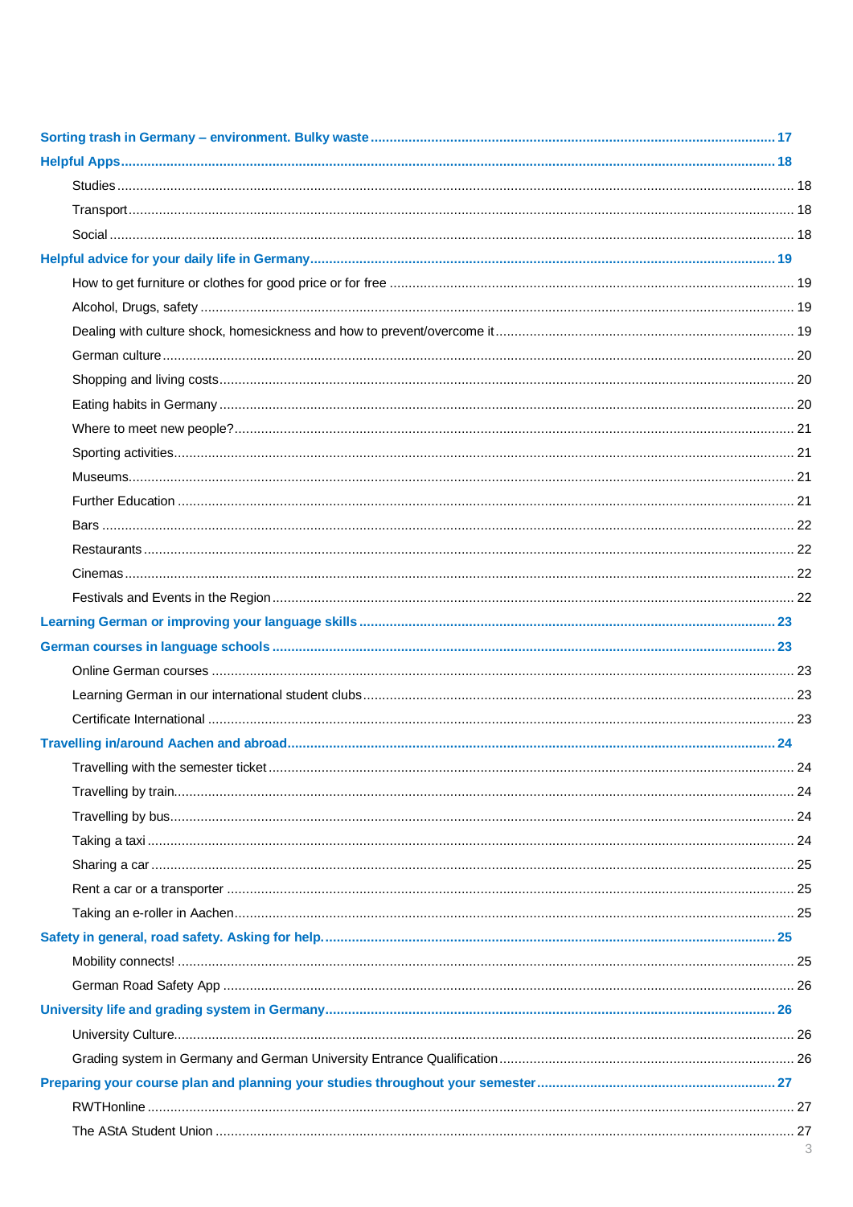Sorting trash in Germany – environment. Bulky waste .......... 17

Helpful Apps .......... 18

- Studies .......... 18
- Transport .......... 18
- Social .......... 18

Helpful advice for your daily life in Germany .......... 19

- How to get furniture or clothes for good price or for free .......... 19
- Alcohol, Drugs, safety .......... 19
- Dealing with culture shock, homesickness and how to prevent/overcome it .......... 19
- German culture .......... 20
- Shopping and living costs .......... 20
- Eating habits in Germany .......... 20
- Where to meet new people? .......... 21
- Sporting activities .......... 21
- Museums .......... 21
- Further Education .......... 21
- Bars .......... 22
- Restaurants .......... 22
- Cinemas .......... 22
- Festivals and Events in the Region .......... 22

Learning German or improving your language skills .......... 23

German courses in language schools .......... 23

- Online German courses .......... 23
- Learning German in our international student clubs .......... 23
- Certificate International .......... 23

Travelling in/around Aachen and abroad .......... 24

- Travelling with the semester ticket .......... 24
- Travelling by train .......... 24
- Travelling by bus .......... 24
- Taking a taxi .......... 24
- Sharing a car .......... 25
- Rent a car or a transporter .......... 25
- Taking an e-roller in Aachen .......... 25

Safety in general, road safety. Asking for help. .......... 25

- Mobility connects! .......... 25
- German Road Safety App .......... 26

University life and grading system in Germany .......... 26

- University Culture .......... 26
- Grading system in Germany and German University Entrance Qualification .......... 26

Preparing your course plan and planning your studies throughout your semester .......... 27

- RWTHonline .......... 27
- The AStA Student Union .......... 27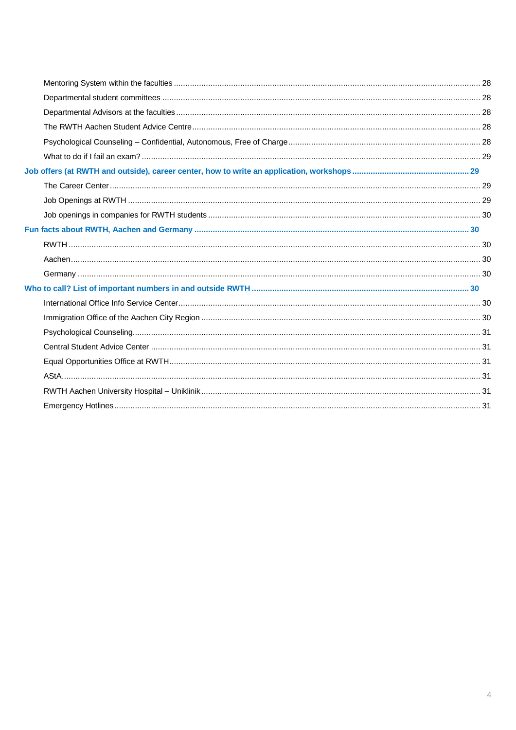Mentoring System within the faculties ..... 28

Departmental student committees ..... 28

Departmental Advisors at the faculties ..... 28

The RWTH Aachen Student Advice Centre ..... 28

Psychological Counseling – Confidential, Autonomous, Free of Charge ..... 28

What to do if I fail an exam? ..... 29

**Job offers (at RWTH and outside), career center, how to write an application, workshops ..... 29**

The Career Center ..... 29

Job Openings at RWTH ..... 29

Job openings in companies for RWTH students ..... 30

**Fun facts about RWTH, Aachen and Germany ..... 30**

RWTH ..... 30

Aachen ..... 30

Germany ..... 30

**Who to call? List of important numbers in and outside RWTH ..... 30**

International Office Info Service Center ..... 30

Immigration Office of the Aachen City Region ..... 30

Psychological Counseling ..... 31

Central Student Advice Center ..... 31

Equal Opportunities Office at RWTH ..... 31

AStA ..... 31

RWTH Aachen University Hospital – Uniklinik ..... 31

Emergency Hotlines ..... 31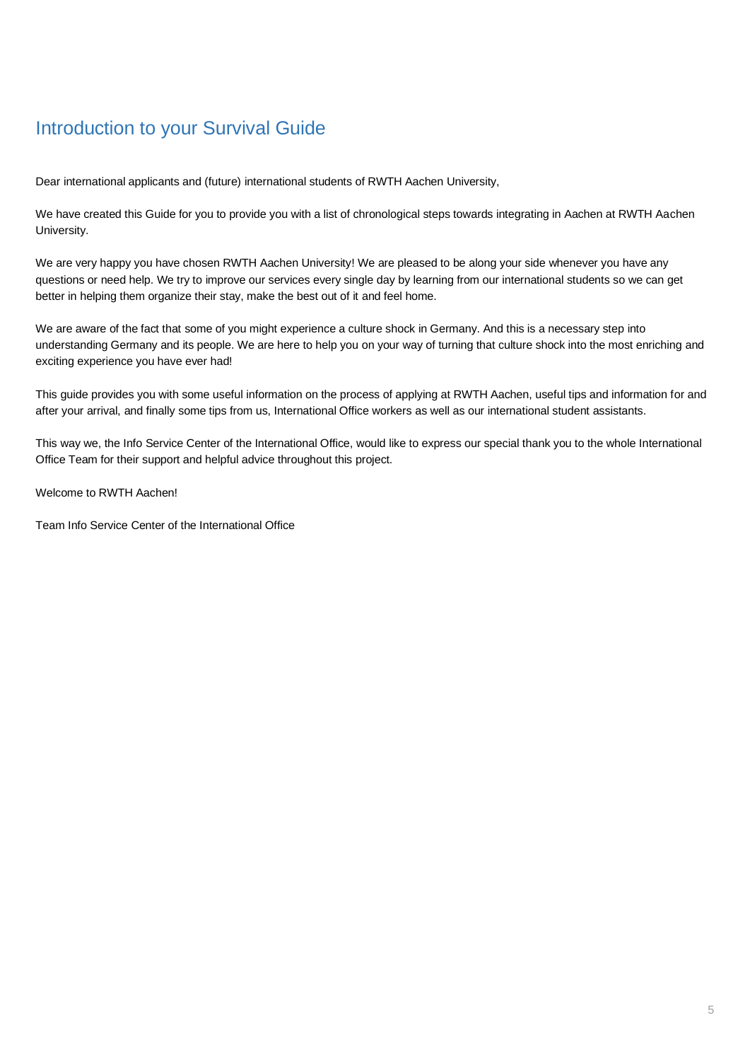# Introduction to your Survival Guide

Dear international applicants and (future) international students of RWTH Aachen University,

We have created this Guide for you to provide you with a list of chronological steps towards integrating in Aachen at RWTH Aachen University.

We are very happy you have chosen RWTH Aachen University! We are pleased to be along your side whenever you have any questions or need help. We try to improve our services every single day by learning from our international students so we can get better in helping them organize their stay, make the best out of it and feel home.

We are aware of the fact that some of you might experience a culture shock in Germany. And this is a necessary step into understanding Germany and its people. We are here to help you on your way of turning that culture shock into the most enriching and exciting experience you have ever had!

This guide provides you with some useful information on the process of applying at RWTH Aachen, useful tips and information for and after your arrival, and finally some tips from us, International Office workers as well as our international student assistants.

This way we, the Info Service Center of the International Office, would like to express our special thank you to the whole International Office Team for their support and helpful advice throughout this project.

Welcome to RWTH Aachen!

Team Info Service Center of the International Office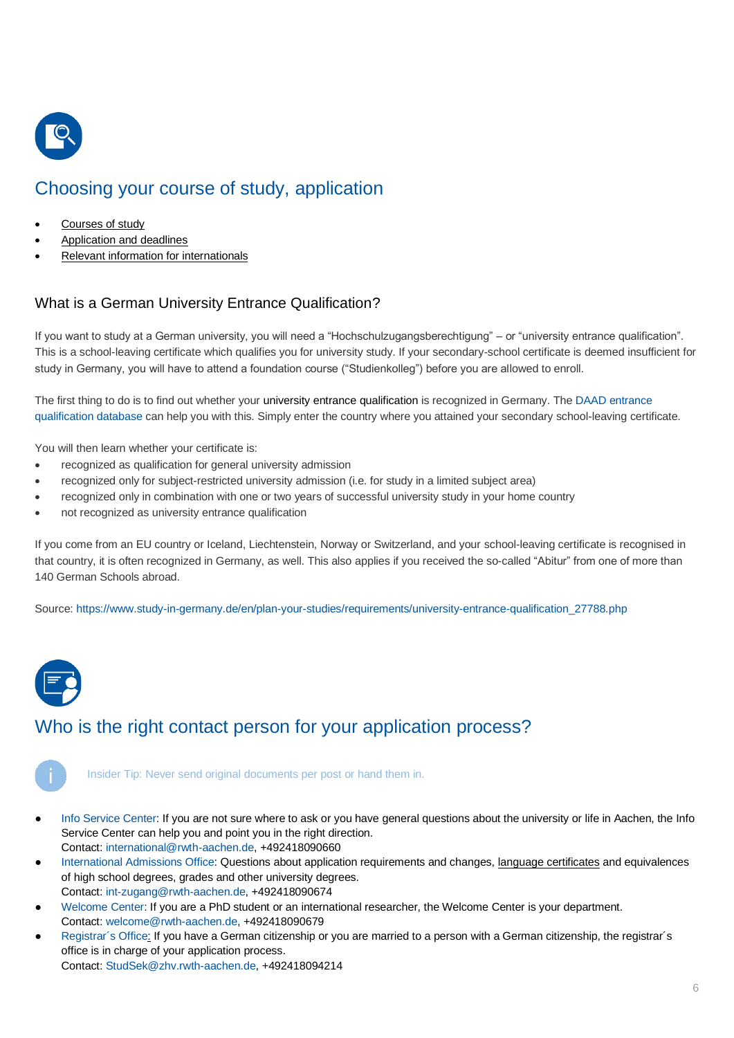## Choosing your course of study, application

- Courses of study
- Application and deadlines
- Relevant information for internationals

### What is a German University Entrance Qualification?

If you want to study at a German university, you will need a "Hochschulzugangsberechtigung" – or "university entrance qualification". This is a school-leaving certificate which qualifies you for university study. If your secondary-school certificate is deemed insufficient for study in Germany, you will have to attend a foundation course ("Studienkolleg") before you are allowed to enroll.

The first thing to do is to find out whether your university entrance qualification is recognized in Germany. The DAAD entrance qualification database can help you with this. Simply enter the country where you attained your secondary school-leaving certificate.

You will then learn whether your certificate is:

- recognized as qualification for general university admission
- recognized only for subject-restricted university admission (i.e. for study in a limited subject area)
- recognized only in combination with one or two years of successful university study in your home country
- not recognized as university entrance qualification

If you come from an EU country or Iceland, Liechtenstein, Norway or Switzerland, and your school-leaving certificate is recognised in that country, it is often recognized in Germany, as well. This also applies if you received the so-called "Abitur" from one of more than 140 German Schools abroad.

Source: https://www.study-in-germany.de/en/plan-your-studies/requirements/university-entrance-qualification_27788.php

## Who is the right contact person for your application process?

Insider Tip: Never send original documents per post or hand them in.

- Info Service Center: If you are not sure where to ask or you have general questions about the university or life in Aachen, the Info Service Center can help you and point you in the right direction.
  Contact: international@rwth-aachen.de, +492418090660
- International Admissions Office: Questions about application requirements and changes, language certificates and equivalences of high school degrees, grades and other university degrees.
  Contact: int-zugang@rwth-aachen.de, +492418090674
- Welcome Center: If you are a PhD student or an international researcher, the Welcome Center is your department.
  Contact: welcome@rwth-aachen.de, +492418090679
- Registrar´s Office: If you have a German citizenship or you are married to a person with a German citizenship, the registrar´s office is in charge of your application process.
  Contact: StudSek@zhv.rwth-aachen.de, +492418094214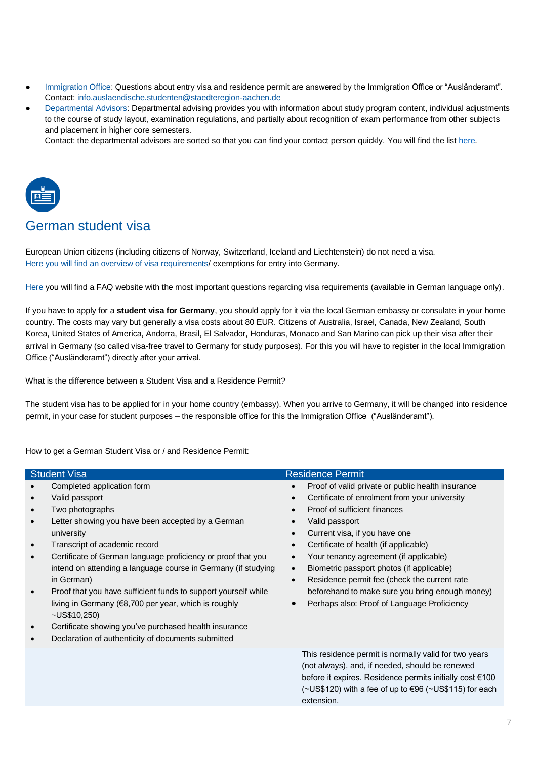- Immigration Office: Questions about entry visa and residence permit are answered by the Immigration Office or "Ausländeramt". Contact: info.auslaendische.studenten@staedteregion-aachen.de
- Departmental Advisors: Departmental advising provides you with information about study program content, individual adjustments to the course of study layout, examination regulations, and partially about recognition of exam performance from other subjects and placement in higher core semesters.
  Contact: the departmental advisors are sorted so that you can find your contact person quickly. You will find the list here.

## German student visa

European Union citizens (including citizens of Norway, Switzerland, Iceland and Liechtenstein) do not need a visa.
Here you will find an overview of visa requirements/ exemptions for entry into Germany.

Here you will find a FAQ website with the most important questions regarding visa requirements (available in German language only).

If you have to apply for a **student visa for Germany**, you should apply for it via the local German embassy or consulate in your home country. The costs may vary but generally a visa costs about 80 EUR. Citizens of Australia, Israel, Canada, New Zealand, South Korea, United States of America, Andorra, Brasil, El Salvador, Honduras, Monaco and San Marino can pick up their visa after their arrival in Germany (so called visa-free travel to Germany for study purposes). For this you will have to register in the local Immigration Office ("Ausländeramt") directly after your arrival.

What is the difference between a Student Visa and a Residence Permit?

The student visa has to be applied for in your home country (embassy). When you arrive to Germany, it will be changed into residence permit, in your case for student purposes – the responsible office for this the Immigration Office ("Ausländeramt").

How to get a German Student Visa or / and Residence Permit:

| Student Visa | Residence Permit |
|---|---|
| • Completed application form<br>• Valid passport<br>• Two photographs<br>• Letter showing you have been accepted by a German university<br>• Transcript of academic record<br>• Certificate of German language proficiency or proof that you intend on attending a language course in Germany (if studying in German)<br>• Proof that you have sufficient funds to support yourself while living in Germany (€8,700 per year, which is roughly ~US$10,250)<br>• Certificate showing you've purchased health insurance<br>• Declaration of authenticity of documents submitted | • Proof of valid private or public health insurance<br>• Certificate of enrolment from your university<br>• Proof of sufficient finances<br>• Valid passport<br>• Current visa, if you have one<br>• Certificate of health (if applicable)<br>• Your tenancy agreement (if applicable)<br>• Biometric passport photos (if applicable)<br>• Residence permit fee (check the current rate beforehand to make sure you bring enough money)<br>• Perhaps also: Proof of Language Proficiency |
| | This residence permit is normally valid for two years (not always), and, if needed, should be renewed before it expires. Residence permits initially cost €100 (~US$120) with a fee of up to €96 (~US$115) for each extension. |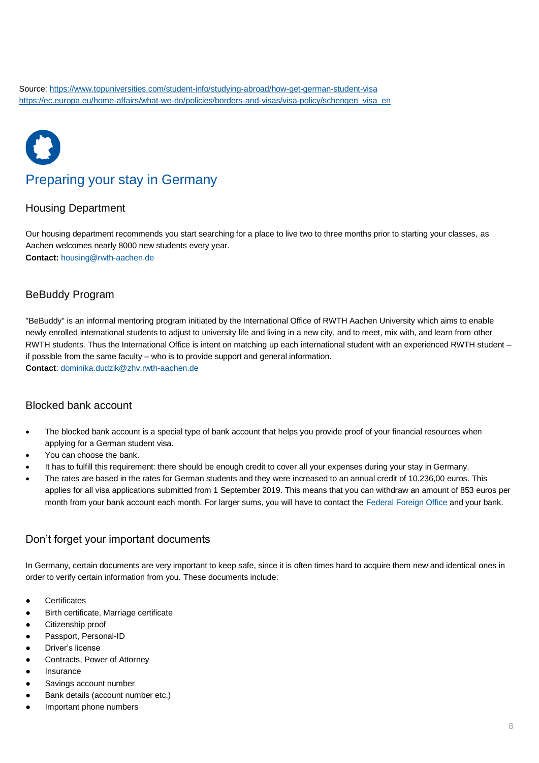Source: https://www.topuniversities.com/student-info/studying-abroad/how-get-german-student-visa
https://ec.europa.eu/home-affairs/what-we-do/policies/borders-and-visas/visa-policy/schengen_visa_en

# Preparing your stay in Germany

## Housing Department

Our housing department recommends you start searching for a place to live two to three months prior to starting your classes, as Aachen welcomes nearly 8000 new students every year.
**Contact:** housing@rwth-aachen.de

## BeBuddy Program

"BeBuddy" is an informal mentoring program initiated by the International Office of RWTH Aachen University which aims to enable newly enrolled international students to adjust to university life and living in a new city, and to meet, mix with, and learn from other RWTH students. Thus the International Office is intent on matching up each international student with an experienced RWTH student – if possible from the same faculty – who is to provide support and general information.
**Contact**: dominika.dudzik@zhv.rwth-aachen.de

## Blocked bank account

- The blocked bank account is a special type of bank account that helps you provide proof of your financial resources when applying for a German student visa.
- You can choose the bank.
- It has to fulfill this requirement: there should be enough credit to cover all your expenses during your stay in Germany.
- The rates are based in the rates for German students and they were increased to an annual credit of 10.236,00 euros. This applies for all visa applications submitted from 1 September 2019. This means that you can withdraw an amount of 853 euros per month from your bank account each month. For larger sums, you will have to contact the Federal Foreign Office and your bank.

## Don't forget your important documents

In Germany, certain documents are very important to keep safe, since it is often times hard to acquire them new and identical ones in order to verify certain information from you. These documents include:

- Certificates
- Birth certificate, Marriage certificate
- Citizenship proof
- Passport, Personal-ID
- Driver's license
- Contracts, Power of Attorney
- Insurance
- Savings account number
- Bank details (account number etc.)
- Important phone numbers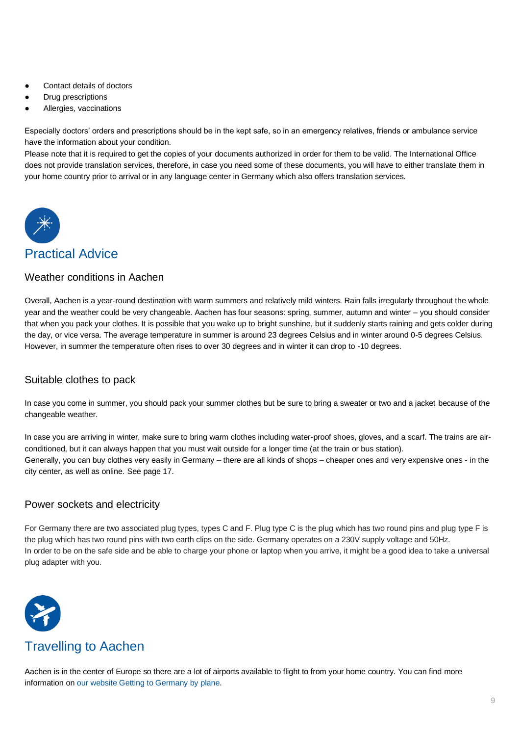- Contact details of doctors
- Drug prescriptions
- Allergies, vaccinations

Especially doctors' orders and prescriptions should be in the kept safe, so in an emergency relatives, friends or ambulance service have the information about your condition.
Please note that it is required to get the copies of your documents authorized in order for them to be valid. The International Office does not provide translation services, therefore, in case you need some of these documents, you will have to either translate them in your home country prior to arrival or in any language center in Germany which also offers translation services.

# Practical Advice

## Weather conditions in Aachen

Overall, Aachen is a year-round destination with warm summers and relatively mild winters. Rain falls irregularly throughout the whole year and the weather could be very changeable. Aachen has four seasons: spring, summer, autumn and winter – you should consider that when you pack your clothes. It is possible that you wake up to bright sunshine, but it suddenly starts raining and gets colder during the day, or vice versa. The average temperature in summer is around 23 degrees Celsius and in winter around 0-5 degrees Celsius. However, in summer the temperature often rises to over 30 degrees and in winter it can drop to -10 degrees.

## Suitable clothes to pack

In case you come in summer, you should pack your summer clothes but be sure to bring a sweater or two and a jacket because of the changeable weather.

In case you are arriving in winter, make sure to bring warm clothes including water-proof shoes, gloves, and a scarf. The trains are air-conditioned, but it can always happen that you must wait outside for a longer time (at the train or bus station).
Generally, you can buy clothes very easily in Germany – there are all kinds of shops – cheaper ones and very expensive ones - in the city center, as well as online. See page 17.

## Power sockets and electricity

For Germany there are two associated plug types, types C and F. Plug type C is the plug which has two round pins and plug type F is the plug which has two round pins with two earth clips on the side. Germany operates on a 230V supply voltage and 50Hz.
In order to be on the safe side and be able to charge your phone or laptop when you arrive, it might be a good idea to take a universal plug adapter with you.

# Travelling to Aachen

Aachen is in the center of Europe so there are a lot of airports available to flight to from your home country. You can find more information on our website Getting to Germany by plane.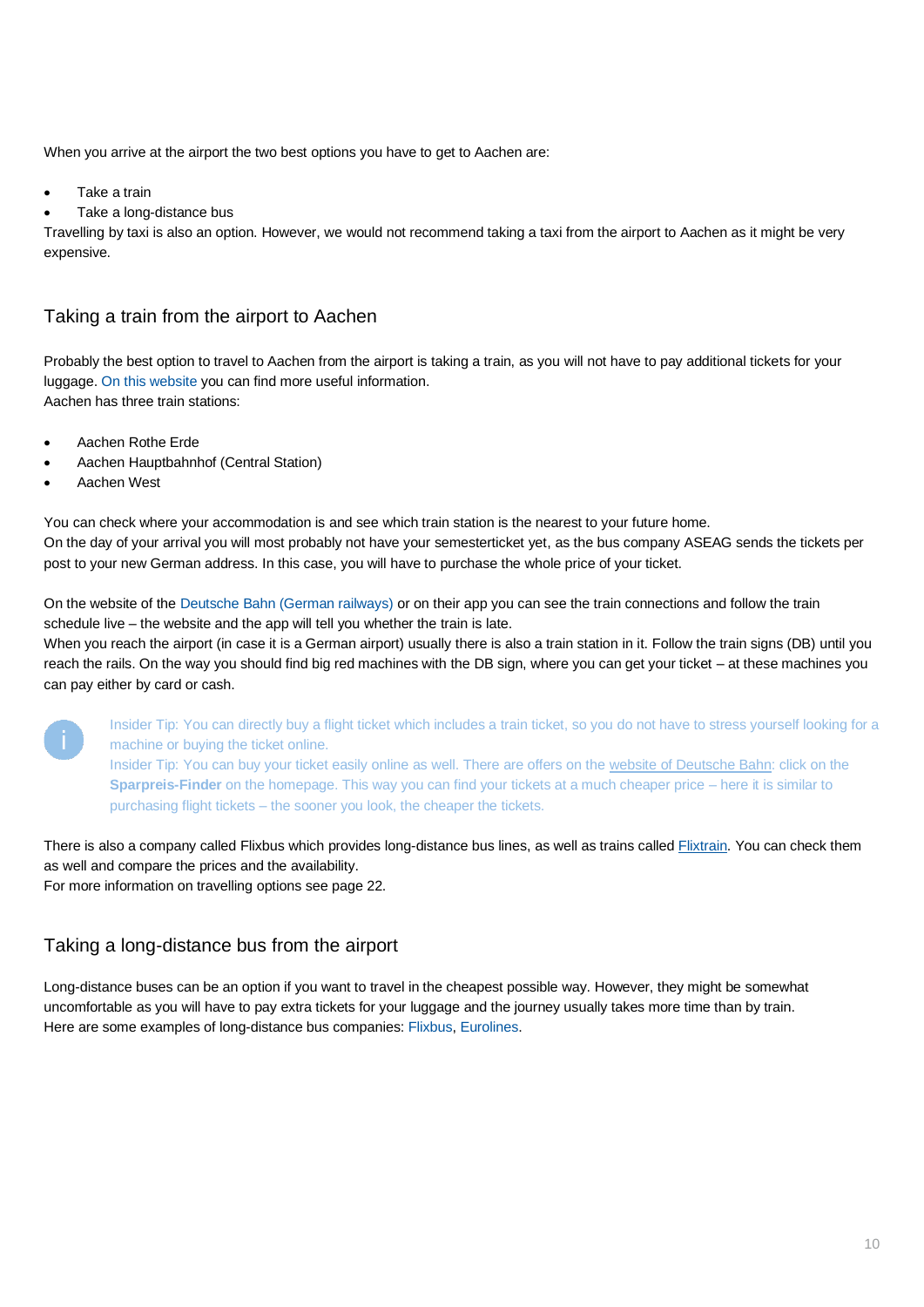When you arrive at the airport the two best options you have to get to Aachen are:

- Take a train
- Take a long-distance bus

Travelling by taxi is also an option. However, we would not recommend taking a taxi from the airport to Aachen as it might be very expensive.

## Taking a train from the airport to Aachen

Probably the best option to travel to Aachen from the airport is taking a train, as you will not have to pay additional tickets for your luggage. On this website you can find more useful information.
Aachen has three train stations:

- Aachen Rothe Erde
- Aachen Hauptbahnhof (Central Station)
- Aachen West

You can check where your accommodation is and see which train station is the nearest to your future home.
On the day of your arrival you will most probably not have your semesterticket yet, as the bus company ASEAG sends the tickets per post to your new German address. In this case, you will have to purchase the whole price of your ticket.

On the website of the Deutsche Bahn (German railways) or on their app you can see the train connections and follow the train schedule live – the website and the app will tell you whether the train is late.
When you reach the airport (in case it is a German airport) usually there is also a train station in it. Follow the train signs (DB) until you reach the rails. On the way you should find big red machines with the DB sign, where you can get your ticket – at these machines you can pay either by card or cash.

Insider Tip: You can directly buy a flight ticket which includes a train ticket, so you do not have to stress yourself looking for a machine or buying the ticket online.
Insider Tip: You can buy your ticket easily online as well. There are offers on the website of Deutsche Bahn: click on the **Sparpreis-Finder** on the homepage. This way you can find your tickets at a much cheaper price – here it is similar to purchasing flight tickets – the sooner you look, the cheaper the tickets.

There is also a company called Flixbus which provides long-distance bus lines, as well as trains called Flixtrain. You can check them as well and compare the prices and the availability.
For more information on travelling options see page 22.

## Taking a long-distance bus from the airport

Long-distance buses can be an option if you want to travel in the cheapest possible way. However, they might be somewhat uncomfortable as you will have to pay extra tickets for your luggage and the journey usually takes more time than by train.
Here are some examples of long-distance bus companies: Flixbus, Eurolines.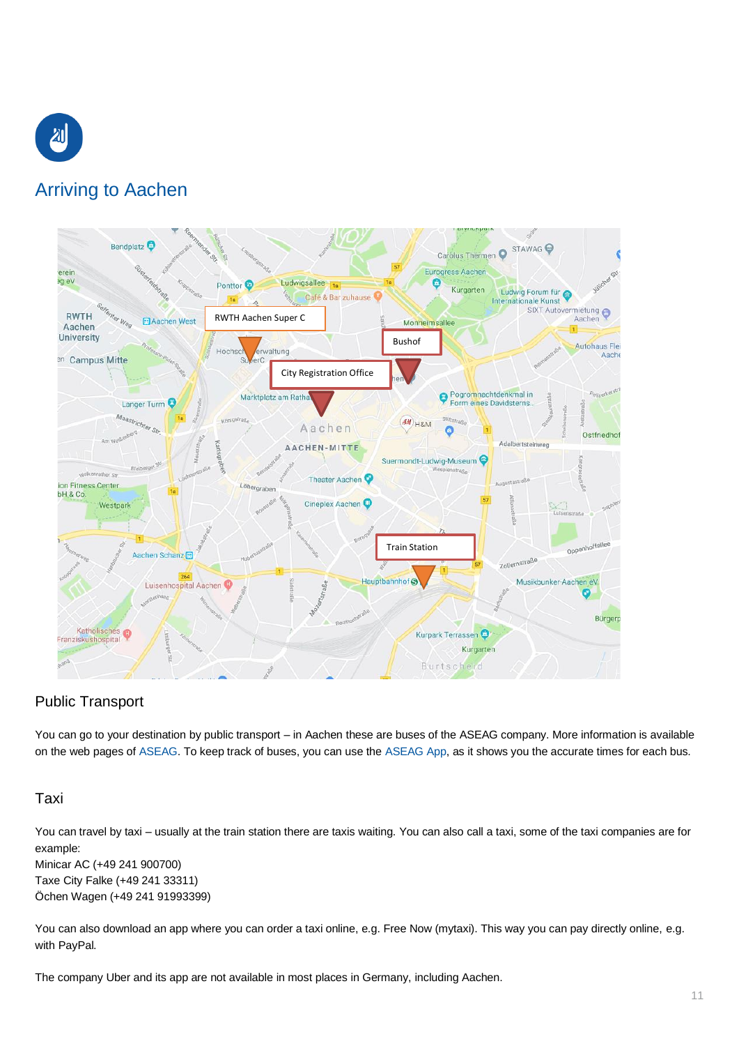# Arriving to Aachen

## Public Transport

You can go to your destination by public transport – in Aachen these are buses of the ASEAG company. More information is available on the web pages of ASEAG. To keep track of buses, you can use the ASEAG App, as it shows you the accurate times for each bus.

## Taxi

You can travel by taxi – usually at the train station there are taxis waiting. You can also call a taxi, some of the taxi companies are for example:
Minicar AC (+49 241 900700)
Taxe City Falke (+49 241 33311)
Öchen Wagen (+49 241 91993399)

You can also download an app where you can order a taxi online, e.g. Free Now (mytaxi). This way you can pay directly online, e.g. with PayPal.

The company Uber and its app are not available in most places in Germany, including Aachen.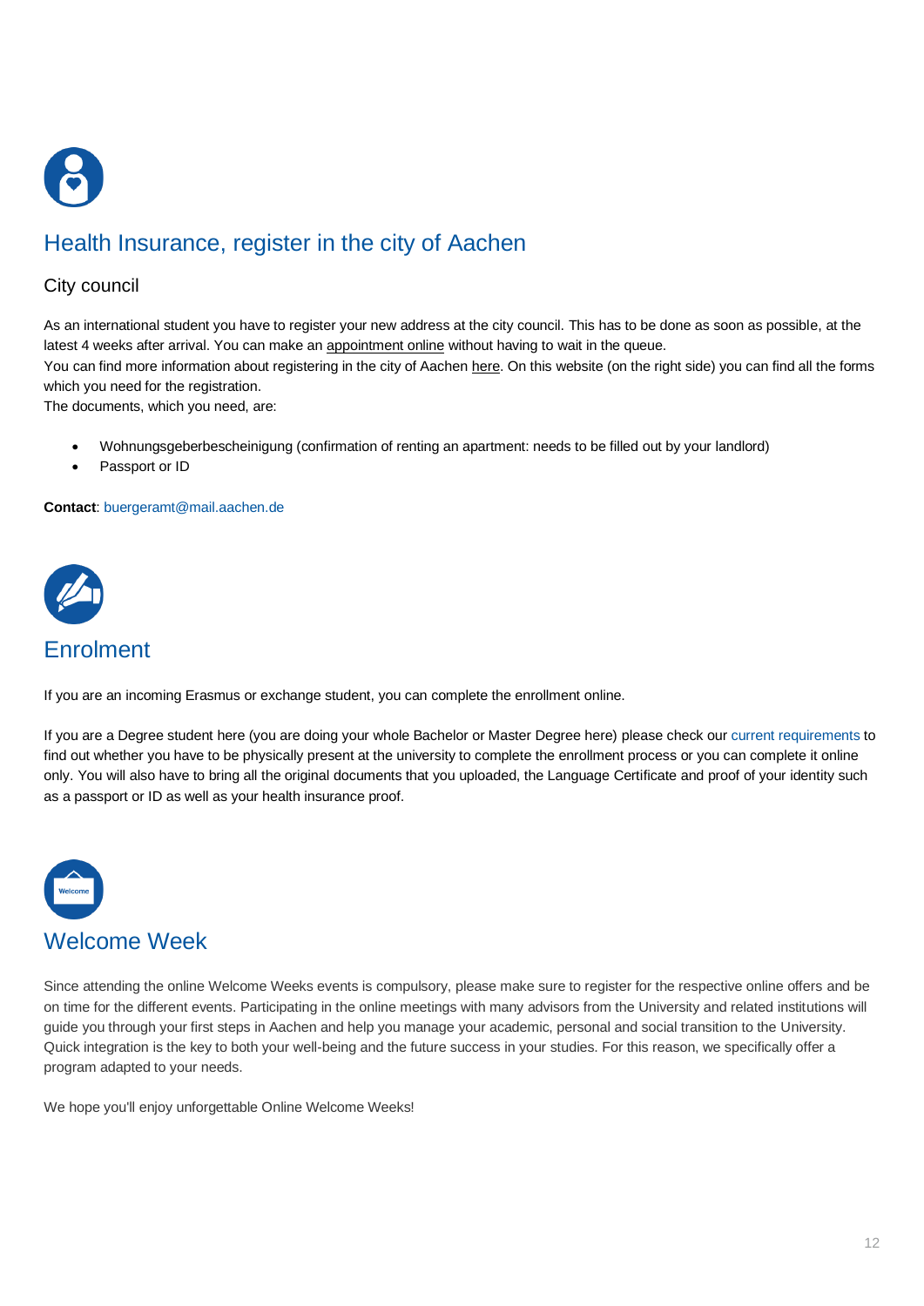## Health Insurance, register in the city of Aachen

### City council

As an international student you have to register your new address at the city council. This has to be done as soon as possible, at the latest 4 weeks after arrival. You can make an appointment online without having to wait in the queue.
You can find more information about registering in the city of Aachen here. On this website (on the right side) you can find all the forms which you need for the registration.
The documents, which you need, are:

- Wohnungsgeberbescheinigung (confirmation of renting an apartment: needs to be filled out by your landlord)
- Passport or ID

**Contact**: buergeramt@mail.aachen.de

## Enrolment

If you are an incoming Erasmus or exchange student, you can complete the enrollment online.

If you are a Degree student here (you are doing your whole Bachelor or Master Degree here) please check our current requirements to find out whether you have to be physically present at the university to complete the enrollment process or you can complete it online only. You will also have to bring all the original documents that you uploaded, the Language Certificate and proof of your identity such as a passport or ID as well as your health insurance proof.

## Welcome Week

Since attending the online Welcome Weeks events is compulsory, please make sure to register for the respective online offers and be on time for the different events. Participating in the online meetings with many advisors from the University and related institutions will guide you through your first steps in Aachen and help you manage your academic, personal and social transition to the University. Quick integration is the key to both your well-being and the future success in your studies. For this reason, we specifically offer a program adapted to your needs.

We hope you'll enjoy unforgettable Online Welcome Weeks!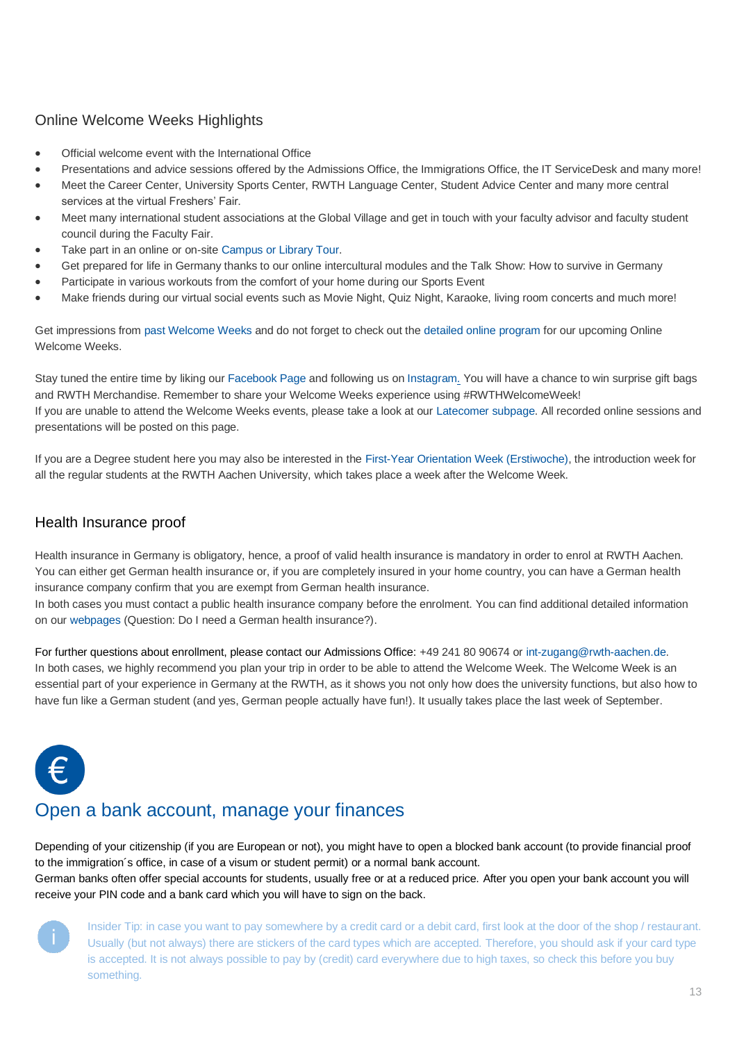## Online Welcome Weeks Highlights

- Official welcome event with the International Office
- Presentations and advice sessions offered by the Admissions Office, the Immigrations Office, the IT ServiceDesk and many more!
- Meet the Career Center, University Sports Center, RWTH Language Center, Student Advice Center and many more central services at the virtual Freshers' Fair.
- Meet many international student associations at the Global Village and get in touch with your faculty advisor and faculty student council during the Faculty Fair.
- Take part in an online or on-site Campus or Library Tour.
- Get prepared for life in Germany thanks to our online intercultural modules and the Talk Show: How to survive in Germany
- Participate in various workouts from the comfort of your home during our Sports Event
- Make friends during our virtual social events such as Movie Night, Quiz Night, Karaoke, living room concerts and much more!

Get impressions from past Welcome Weeks and do not forget to check out the detailed online program for our upcoming Online Welcome Weeks.

Stay tuned the entire time by liking our Facebook Page and following us on Instagram. You will have a chance to win surprise gift bags and RWTH Merchandise. Remember to share your Welcome Weeks experience using #RWTHWelcomeWeek!
If you are unable to attend the Welcome Weeks events, please take a look at our Latecomer subpage. All recorded online sessions and presentations will be posted on this page.

If you are a Degree student here you may also be interested in the First-Year Orientation Week (Erstiwoche), the introduction week for all the regular students at the RWTH Aachen University, which takes place a week after the Welcome Week.

## Health Insurance proof

Health insurance in Germany is obligatory, hence, a proof of valid health insurance is mandatory in order to enrol at RWTH Aachen. You can either get German health insurance or, if you are completely insured in your home country, you can have a German health insurance company confirm that you are exempt from German health insurance.
In both cases you must contact a public health insurance company before the enrolment. You can find additional detailed information on our webpages (Question: Do I need a German health insurance?).

For further questions about enrollment, please contact our Admissions Office: +49 241 80 90674 or int-zugang@rwth-aachen.de.
In both cases, we highly recommend you plan your trip in order to be able to attend the Welcome Week. The Welcome Week is an essential part of your experience in Germany at the RWTH, as it shows you not only how does the university functions, but also how to have fun like a German student (and yes, German people actually have fun!). It usually takes place the last week of September.

# Open a bank account, manage your finances

Depending of your citizenship (if you are European or not), you might have to open a blocked bank account (to provide financial proof to the immigration´s office, in case of a visum or student permit) or a normal bank account.
German banks often offer special accounts for students, usually free or at a reduced price. After you open your bank account you will receive your PIN code and a bank card which you will have to sign on the back.

Insider Tip: in case you want to pay somewhere by a credit card or a debit card, first look at the door of the shop / restaurant. Usually (but not always) there are stickers of the card types which are accepted. Therefore, you should ask if your card type is accepted. It is not always possible to pay by (credit) card everywhere due to high taxes, so check this before you buy something.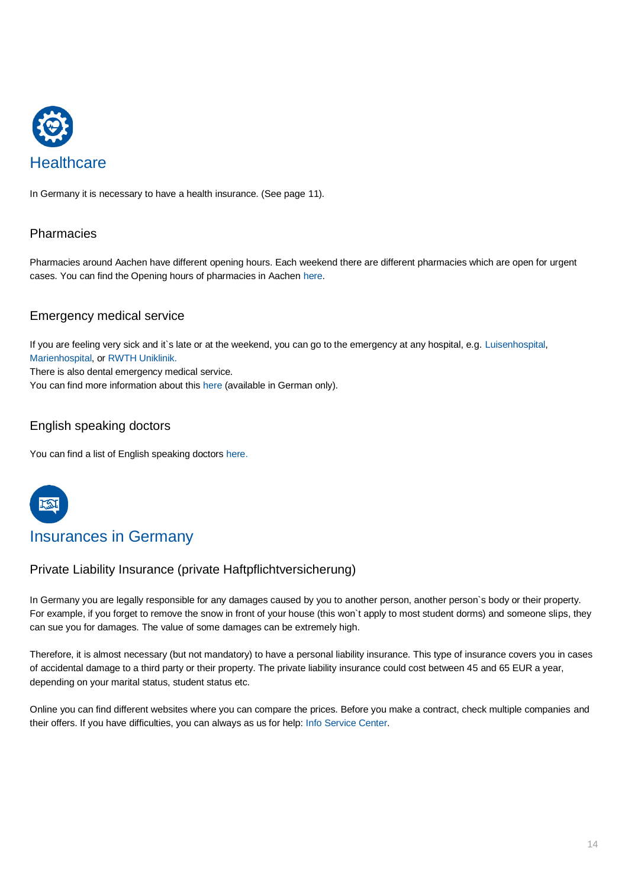# Healthcare

In Germany it is necessary to have a health insurance. (See page 11).

## Pharmacies

Pharmacies around Aachen have different opening hours. Each weekend there are different pharmacies which are open for urgent cases. You can find the Opening hours of pharmacies in Aachen here.

## Emergency medical service

If you are feeling very sick and it`s late or at the weekend, you can go to the emergency at any hospital, e.g. Luisenhospital, Marienhospital, or RWTH Uniklinik.
There is also dental emergency medical service.
You can find more information about this here (available in German only).

## English speaking doctors

You can find a list of English speaking doctors here.

# Insurances in Germany

## Private Liability Insurance (private Haftpflichtversicherung)

In Germany you are legally responsible for any damages caused by you to another person, another person`s body or their property. For example, if you forget to remove the snow in front of your house (this won`t apply to most student dorms) and someone slips, they can sue you for damages. The value of some damages can be extremely high.

Therefore, it is almost necessary (but not mandatory) to have a personal liability insurance. This type of insurance covers you in cases of accidental damage to a third party or their property. The private liability insurance could cost between 45 and 65 EUR a year, depending on your marital status, student status etc.

Online you can find different websites where you can compare the prices. Before you make a contract, check multiple companies and their offers. If you have difficulties, you can always as us for help: Info Service Center.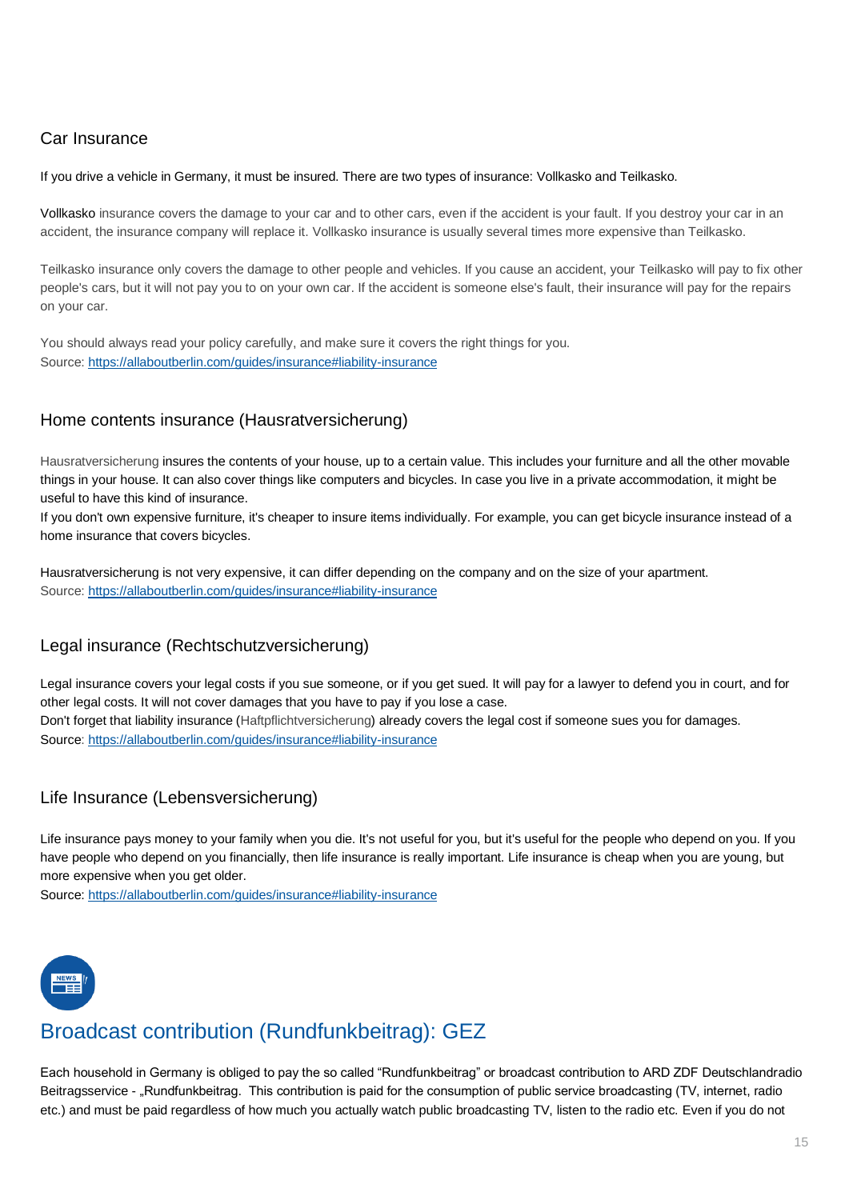## Car Insurance

If you drive a vehicle in Germany, it must be insured. There are two types of insurance: Vollkasko and Teilkasko.

Vollkasko insurance covers the damage to your car and to other cars, even if the accident is your fault. If you destroy your car in an accident, the insurance company will replace it. Vollkasko insurance is usually several times more expensive than Teilkasko.

Teilkasko insurance only covers the damage to other people and vehicles. If you cause an accident, your Teilkasko will pay to fix other people's cars, but it will not pay you to on your own car. If the accident is someone else's fault, their insurance will pay for the repairs on your car.

You should always read your policy carefully, and make sure it covers the right things for you.
Source: https://allaboutberlin.com/guides/insurance#liability-insurance

## Home contents insurance (Hausratversicherung)

Hausratversicherung insures the contents of your house, up to a certain value. This includes your furniture and all the other movable things in your house. It can also cover things like computers and bicycles. In case you live in a private accommodation, it might be useful to have this kind of insurance.
If you don't own expensive furniture, it's cheaper to insure items individually. For example, you can get bicycle insurance instead of a home insurance that covers bicycles.

Hausratversicherung is not very expensive, it can differ depending on the company and on the size of your apartment.
Source: https://allaboutberlin.com/guides/insurance#liability-insurance

## Legal insurance (Rechtschutzversicherung)

Legal insurance covers your legal costs if you sue someone, or if you get sued. It will pay for a lawyer to defend you in court, and for other legal costs. It will not cover damages that you have to pay if you lose a case.
Don't forget that liability insurance (Haftpflichtversicherung) already covers the legal cost if someone sues you for damages.
Source: https://allaboutberlin.com/guides/insurance#liability-insurance

## Life Insurance (Lebensversicherung)

Life insurance pays money to your family when you die. It's not useful for you, but it's useful for the people who depend on you. If you have people who depend on you financially, then life insurance is really important. Life insurance is cheap when you are young, but more expensive when you get older.
Source: https://allaboutberlin.com/guides/insurance#liability-insurance

# Broadcast contribution (Rundfunkbeitrag): GEZ

Each household in Germany is obliged to pay the so called "Rundfunkbeitrag" or broadcast contribution to ARD ZDF Deutschlandradio Beitragsservice - „Rundfunkbeitrag. This contribution is paid for the consumption of public service broadcasting (TV, internet, radio etc.) and must be paid regardless of how much you actually watch public broadcasting TV, listen to the radio etc. Even if you do not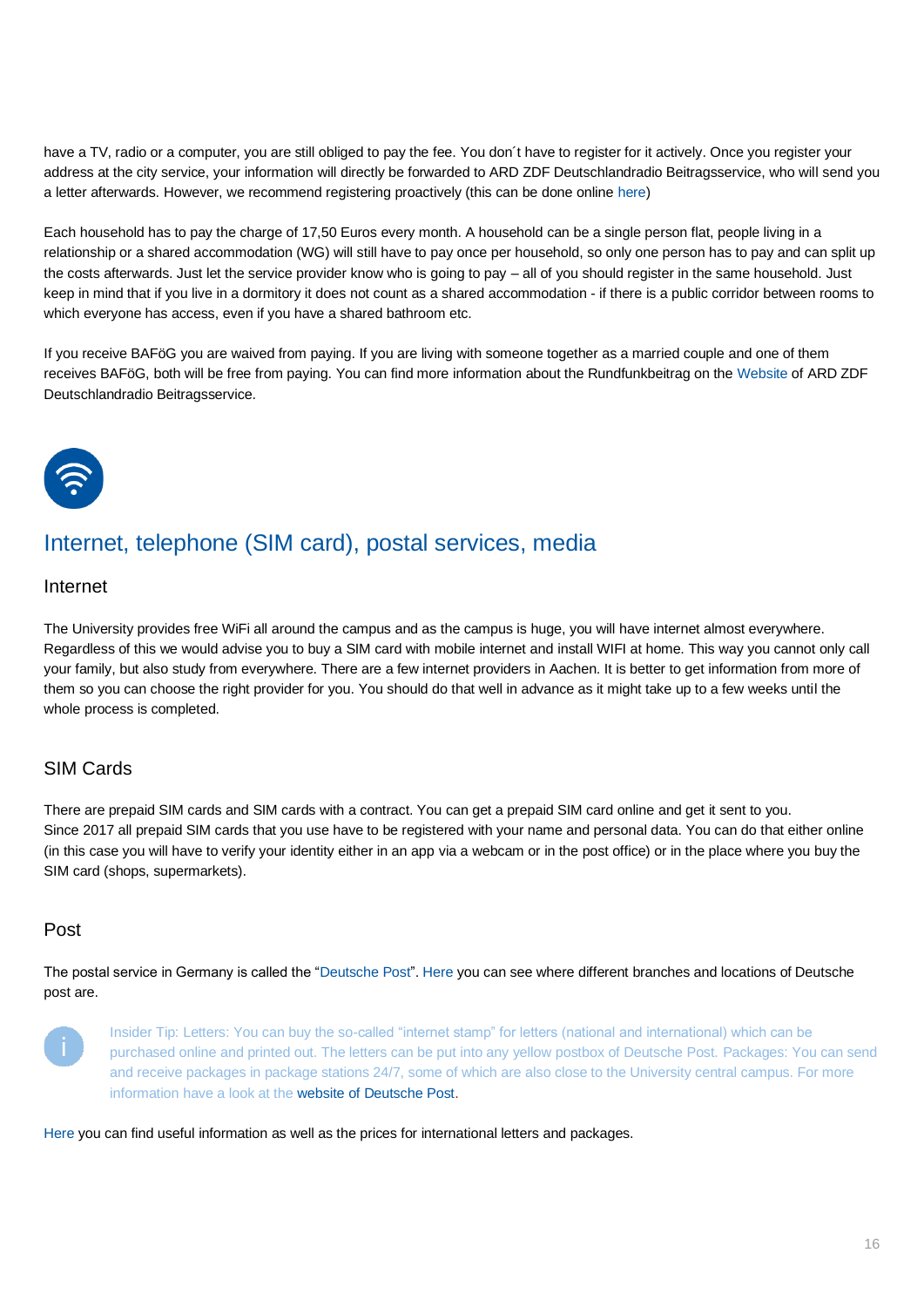have a TV, radio or a computer, you are still obliged to pay the fee. You don´t have to register for it actively. Once you register your address at the city service, your information will directly be forwarded to ARD ZDF Deutschlandradio Beitragsservice, who will send you a letter afterwards. However, we recommend registering proactively (this can be done online here)

Each household has to pay the charge of 17,50 Euros every month. A household can be a single person flat, people living in a relationship or a shared accommodation (WG) will still have to pay once per household, so only one person has to pay and can split up the costs afterwards. Just let the service provider know who is going to pay – all of you should register in the same household. Just keep in mind that if you live in a dormitory it does not count as a shared accommodation - if there is a public corridor between rooms to which everyone has access, even if you have a shared bathroom etc.

If you receive BAFöG you are waived from paying. If you are living with someone together as a married couple and one of them receives BAFöG, both will be free from paying. You can find more information about the Rundfunkbeitrag on the Website of ARD ZDF Deutschlandradio Beitragsservice.

## Internet, telephone (SIM card), postal services, media

### Internet

The University provides free WiFi all around the campus and as the campus is huge, you will have internet almost everywhere. Regardless of this we would advise you to buy a SIM card with mobile internet and install WIFI at home. This way you cannot only call your family, but also study from everywhere. There are a few internet providers in Aachen. It is better to get information from more of them so you can choose the right provider for you. You should do that well in advance as it might take up to a few weeks until the whole process is completed.

### SIM Cards

There are prepaid SIM cards and SIM cards with a contract. You can get a prepaid SIM card online and get it sent to you. Since 2017 all prepaid SIM cards that you use have to be registered with your name and personal data. You can do that either online (in this case you will have to verify your identity either in an app via a webcam or in the post office) or in the place where you buy the SIM card (shops, supermarkets).

### Post

The postal service in Germany is called the "Deutsche Post". Here you can see where different branches and locations of Deutsche post are.

Insider Tip: Letters: You can buy the so-called "internet stamp" for letters (national and international) which can be purchased online and printed out. The letters can be put into any yellow postbox of Deutsche Post. Packages: You can send and receive packages in package stations 24/7, some of which are also close to the University central campus. For more information have a look at the website of Deutsche Post.

Here you can find useful information as well as the prices for international letters and packages.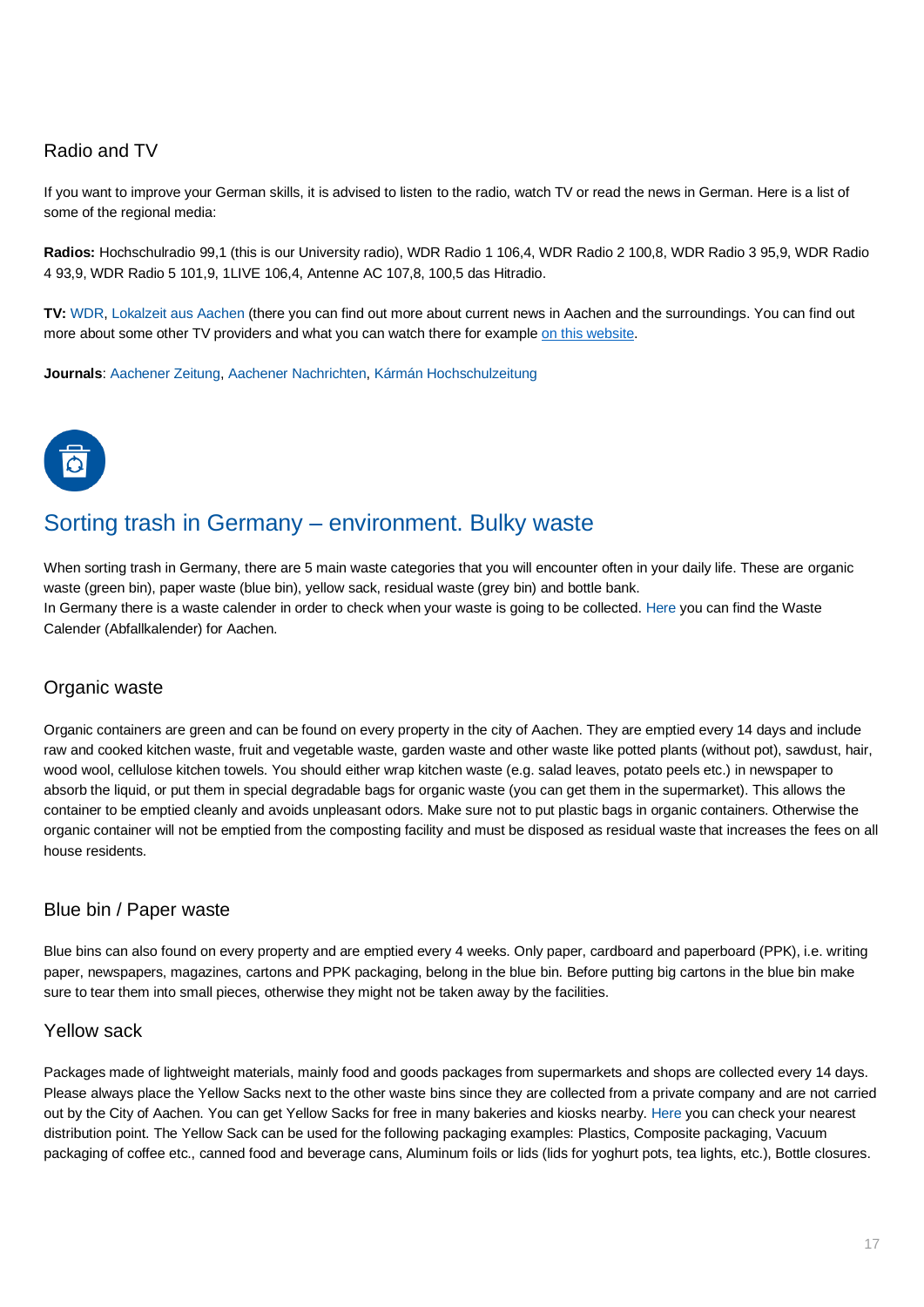## Radio and TV

If you want to improve your German skills, it is advised to listen to the radio, watch TV or read the news in German. Here is a list of some of the regional media:

**Radios:** Hochschulradio 99,1 (this is our University radio), WDR Radio 1 106,4, WDR Radio 2 100,8, WDR Radio 3 95,9, WDR Radio 4 93,9, WDR Radio 5 101,9, 1LIVE 106,4, Antenne AC 107,8, 100,5 das Hitradio.

**TV:** WDR, Lokalzeit aus Aachen (there you can find out more about current news in Aachen and the surroundings. You can find out more about some other TV providers and what you can watch there for example on this website.

**Journals**: Aachener Zeitung, Aachener Nachrichten, Kármán Hochschulzeitung

# Sorting trash in Germany – environment. Bulky waste

When sorting trash in Germany, there are 5 main waste categories that you will encounter often in your daily life. These are organic waste (green bin), paper waste (blue bin), yellow sack, residual waste (grey bin) and bottle bank.
In Germany there is a waste calender in order to check when your waste is going to be collected. Here you can find the Waste Calender (Abfallkalender) for Aachen.

## Organic waste

Organic containers are green and can be found on every property in the city of Aachen. They are emptied every 14 days and include raw and cooked kitchen waste, fruit and vegetable waste, garden waste and other waste like potted plants (without pot), sawdust, hair, wood wool, cellulose kitchen towels. You should either wrap kitchen waste (e.g. salad leaves, potato peels etc.) in newspaper to absorb the liquid, or put them in special degradable bags for organic waste (you can get them in the supermarket). This allows the container to be emptied cleanly and avoids unpleasant odors. Make sure not to put plastic bags in organic containers. Otherwise the organic container will not be emptied from the composting facility and must be disposed as residual waste that increases the fees on all house residents.

## Blue bin / Paper waste

Blue bins can also found on every property and are emptied every 4 weeks. Only paper, cardboard and paperboard (PPK), i.e. writing paper, newspapers, magazines, cartons and PPK packaging, belong in the blue bin. Before putting big cartons in the blue bin make sure to tear them into small pieces, otherwise they might not be taken away by the facilities.

## Yellow sack

Packages made of lightweight materials, mainly food and goods packages from supermarkets and shops are collected every 14 days. Please always place the Yellow Sacks next to the other waste bins since they are collected from a private company and are not carried out by the City of Aachen. You can get Yellow Sacks for free in many bakeries and kiosks nearby. Here you can check your nearest distribution point. The Yellow Sack can be used for the following packaging examples: Plastics, Composite packaging, Vacuum packaging of coffee etc., canned food and beverage cans, Aluminum foils or lids (lids for yoghurt pots, tea lights, etc.), Bottle closures.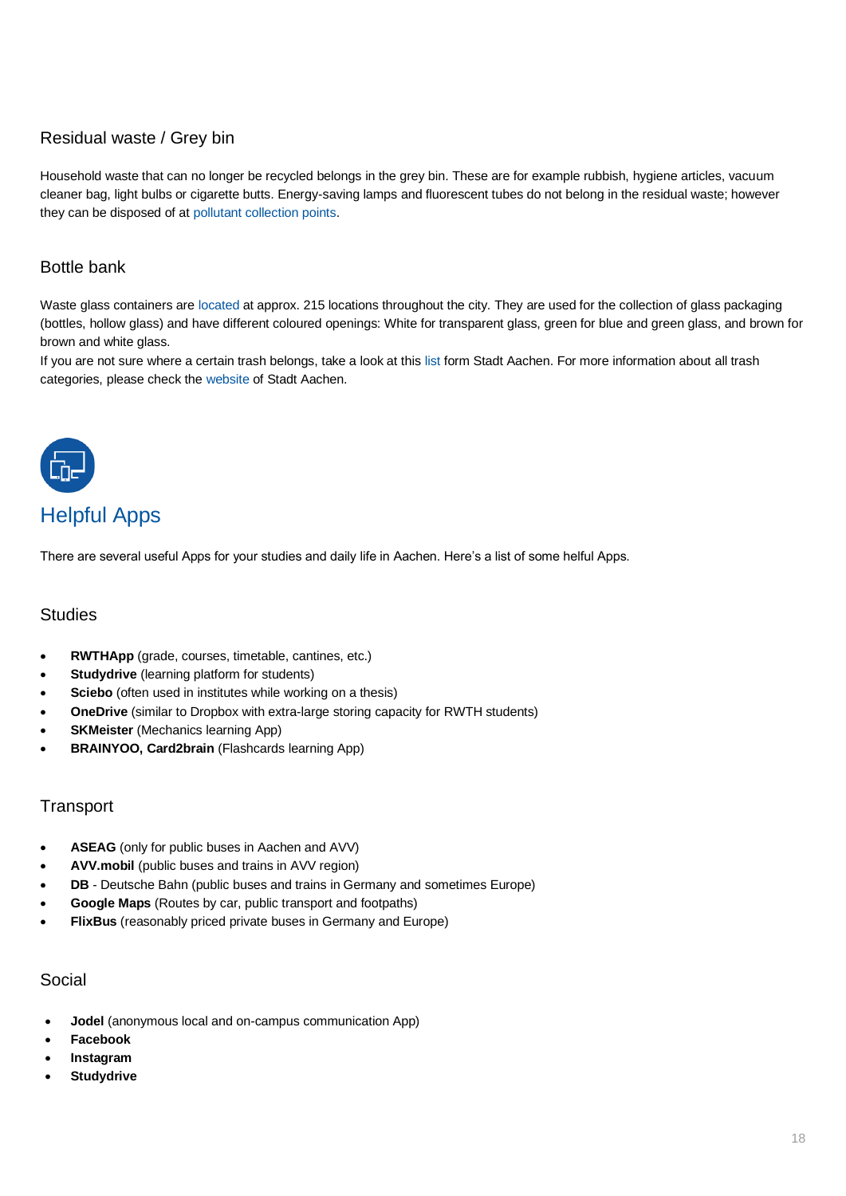### Residual waste / Grey bin

Household waste that can no longer be recycled belongs in the grey bin. These are for example rubbish, hygiene articles, vacuum cleaner bag, light bulbs or cigarette butts. Energy-saving lamps and fluorescent tubes do not belong in the residual waste; however they can be disposed of at pollutant collection points.

### Bottle bank

Waste glass containers are located at approx. 215 locations throughout the city. They are used for the collection of glass packaging (bottles, hollow glass) and have different coloured openings: White for transparent glass, green for blue and green glass, and brown for brown and white glass.

If you are not sure where a certain trash belongs, take a look at this list form Stadt Aachen. For more information about all trash categories, please check the website of Stadt Aachen.

## Helpful Apps

There are several useful Apps for your studies and daily life in Aachen. Here's a list of some helful Apps.

### Studies

- **RWTHApp** (grade, courses, timetable, cantines, etc.)
- **Studydrive** (learning platform for students)
- **Sciebo** (often used in institutes while working on a thesis)
- **OneDrive** (similar to Dropbox with extra-large storing capacity for RWTH students)
- **SKMeister** (Mechanics learning App)
- **BRAINYOO, Card2brain** (Flashcards learning App)

### Transport

- **ASEAG** (only for public buses in Aachen and AVV)
- **AVV.mobil** (public buses and trains in AVV region)
- **DB** - Deutsche Bahn (public buses and trains in Germany and sometimes Europe)
- **Google Maps** (Routes by car, public transport and footpaths)
- **FlixBus** (reasonably priced private buses in Germany and Europe)

### Social

- **Jodel** (anonymous local and on-campus communication App)
- **Facebook**
- **Instagram**
- **Studydrive**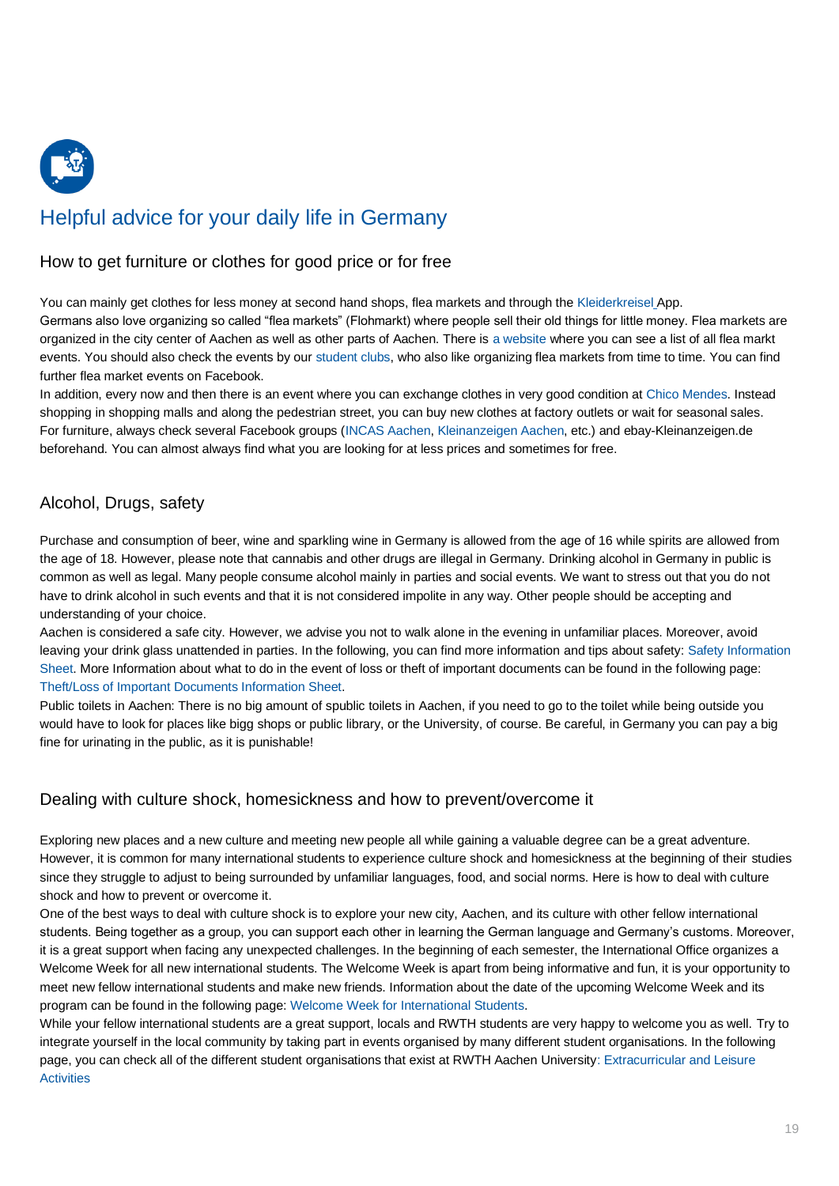# Helpful advice for your daily life in Germany

## How to get furniture or clothes for good price or for free

You can mainly get clothes for less money at second hand shops, flea markets and through the Kleiderkreisel App.
Germans also love organizing so called "flea markets" (Flohmarkt) where people sell their old things for little money. Flea markets are organized in the city center of Aachen as well as other parts of Aachen. There is a website where you can see a list of all flea markt events. You should also check the events by our student clubs, who also like organizing flea markets from time to time. You can find further flea market events on Facebook.
In addition, every now and then there is an event where you can exchange clothes in very good condition at Chico Mendes. Instead shopping in shopping malls and along the pedestrian street, you can buy new clothes at factory outlets or wait for seasonal sales.
For furniture, always check several Facebook groups (INCAS Aachen, Kleinanzeigen Aachen, etc.) and ebay-Kleinanzeigen.de beforehand. You can almost always find what you are looking for at less prices and sometimes for free.

## Alcohol, Drugs, safety

Purchase and consumption of beer, wine and sparkling wine in Germany is allowed from the age of 16 while spirits are allowed from the age of 18. However, please note that cannabis and other drugs are illegal in Germany. Drinking alcohol in Germany in public is common as well as legal. Many people consume alcohol mainly in parties and social events. We want to stress out that you do not have to drink alcohol in such events and that it is not considered impolite in any way. Other people should be accepting and understanding of your choice.
Aachen is considered a safe city. However, we advise you not to walk alone in the evening in unfamiliar places. Moreover, avoid leaving your drink glass unattended in parties. In the following, you can find more information and tips about safety: Safety Information Sheet. More Information about what to do in the event of loss or theft of important documents can be found in the following page: Theft/Loss of Important Documents Information Sheet.
Public toilets in Aachen: There is no big amount of spublic toilets in Aachen, if you need to go to the toilet while being outside you would have to look for places like bigg shops or public library, or the University, of course. Be careful, in Germany you can pay a big fine for urinating in the public, as it is punishable!

## Dealing with culture shock, homesickness and how to prevent/overcome it

Exploring new places and a new culture and meeting new people all while gaining a valuable degree can be a great adventure. However, it is common for many international students to experience culture shock and homesickness at the beginning of their studies since they struggle to adjust to being surrounded by unfamiliar languages, food, and social norms. Here is how to deal with culture shock and how to prevent or overcome it.
One of the best ways to deal with culture shock is to explore your new city, Aachen, and its culture with other fellow international students. Being together as a group, you can support each other in learning the German language and Germany's customs. Moreover, it is a great support when facing any unexpected challenges. In the beginning of each semester, the International Office organizes a Welcome Week for all new international students. The Welcome Week is apart from being informative and fun, it is your opportunity to meet new fellow international students and make new friends. Information about the date of the upcoming Welcome Week and its program can be found in the following page: Welcome Week for International Students.
While your fellow international students are a great support, locals and RWTH students are very happy to welcome you as well. Try to integrate yourself in the local community by taking part in events organised by many different student organisations. In the following page, you can check all of the different student organisations that exist at RWTH Aachen University: Extracurricular and Leisure Activities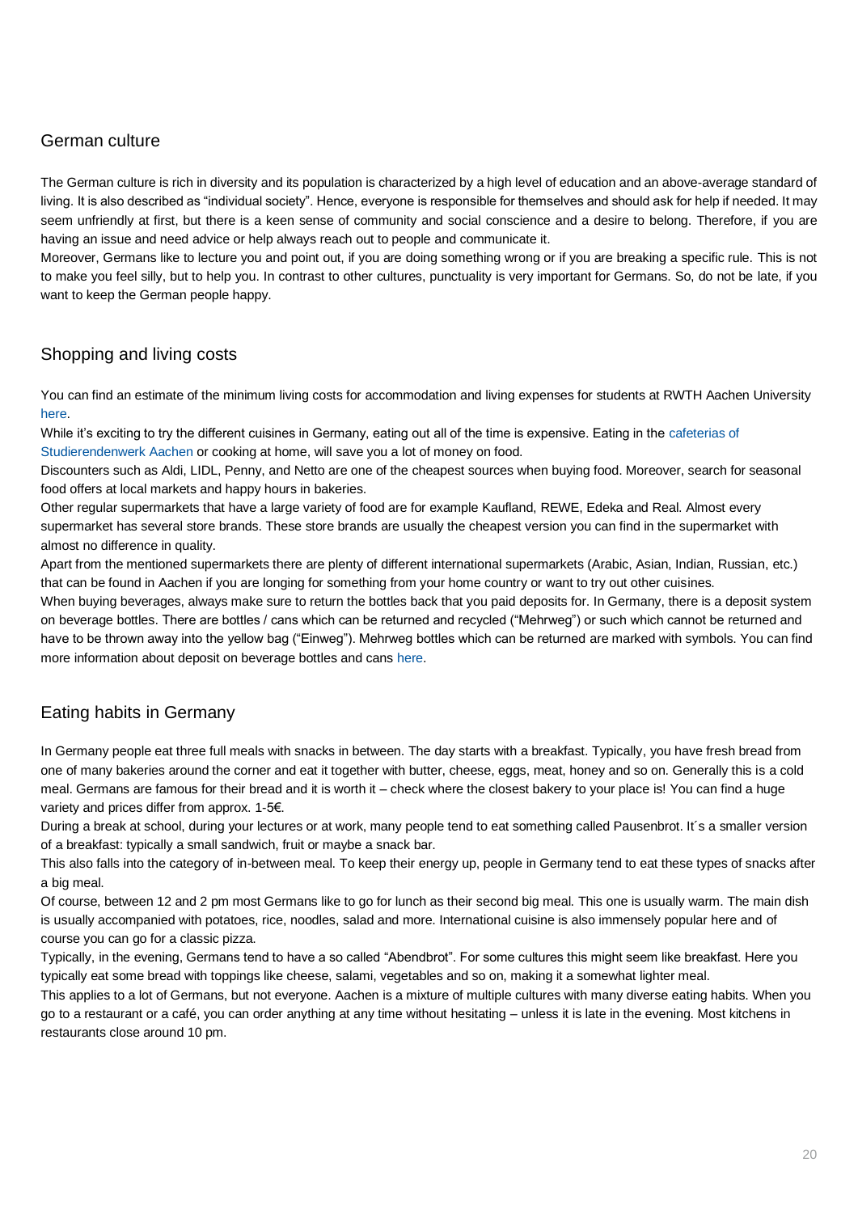## German culture

The German culture is rich in diversity and its population is characterized by a high level of education and an above-average standard of living. It is also described as "individual society". Hence, everyone is responsible for themselves and should ask for help if needed. It may seem unfriendly at first, but there is a keen sense of community and social conscience and a desire to belong. Therefore, if you are having an issue and need advice or help always reach out to people and communicate it.
Moreover, Germans like to lecture you and point out, if you are doing something wrong or if you are breaking a specific rule. This is not to make you feel silly, but to help you. In contrast to other cultures, punctuality is very important for Germans. So, do not be late, if you want to keep the German people happy.

## Shopping and living costs

You can find an estimate of the minimum living costs for accommodation and living expenses for students at RWTH Aachen University here.
While it's exciting to try the different cuisines in Germany, eating out all of the time is expensive. Eating in the cafeterias of Studierendenwerk Aachen or cooking at home, will save you a lot of money on food.
Discounters such as Aldi, LIDL, Penny, and Netto are one of the cheapest sources when buying food. Moreover, search for seasonal food offers at local markets and happy hours in bakeries.
Other regular supermarkets that have a large variety of food are for example Kaufland, REWE, Edeka and Real. Almost every supermarket has several store brands. These store brands are usually the cheapest version you can find in the supermarket with almost no difference in quality.
Apart from the mentioned supermarkets there are plenty of different international supermarkets (Arabic, Asian, Indian, Russian, etc.) that can be found in Aachen if you are longing for something from your home country or want to try out other cuisines.
When buying beverages, always make sure to return the bottles back that you paid deposits for. In Germany, there is a deposit system on beverage bottles. There are bottles / cans which can be returned and recycled ("Mehrweg") or such which cannot be returned and have to be thrown away into the yellow bag ("Einweg"). Mehrweg bottles which can be returned are marked with symbols. You can find more information about deposit on beverage bottles and cans here.

## Eating habits in Germany

In Germany people eat three full meals with snacks in between. The day starts with a breakfast. Typically, you have fresh bread from one of many bakeries around the corner and eat it together with butter, cheese, eggs, meat, honey and so on. Generally this is a cold meal. Germans are famous for their bread and it is worth it – check where the closest bakery to your place is! You can find a huge variety and prices differ from approx. 1-5€.
During a break at school, during your lectures or at work, many people tend to eat something called Pausenbrot. It´s a smaller version of a breakfast: typically a small sandwich, fruit or maybe a snack bar.
This also falls into the category of in-between meal. To keep their energy up, people in Germany tend to eat these types of snacks after a big meal.
Of course, between 12 and 2 pm most Germans like to go for lunch as their second big meal. This one is usually warm. The main dish is usually accompanied with potatoes, rice, noodles, salad and more. International cuisine is also immensely popular here and of course you can go for a classic pizza.
Typically, in the evening, Germans tend to have a so called "Abendbrot". For some cultures this might seem like breakfast. Here you typically eat some bread with toppings like cheese, salami, vegetables and so on, making it a somewhat lighter meal.
This applies to a lot of Germans, but not everyone. Aachen is a mixture of multiple cultures with many diverse eating habits. When you go to a restaurant or a café, you can order anything at any time without hesitating – unless it is late in the evening. Most kitchens in restaurants close around 10 pm.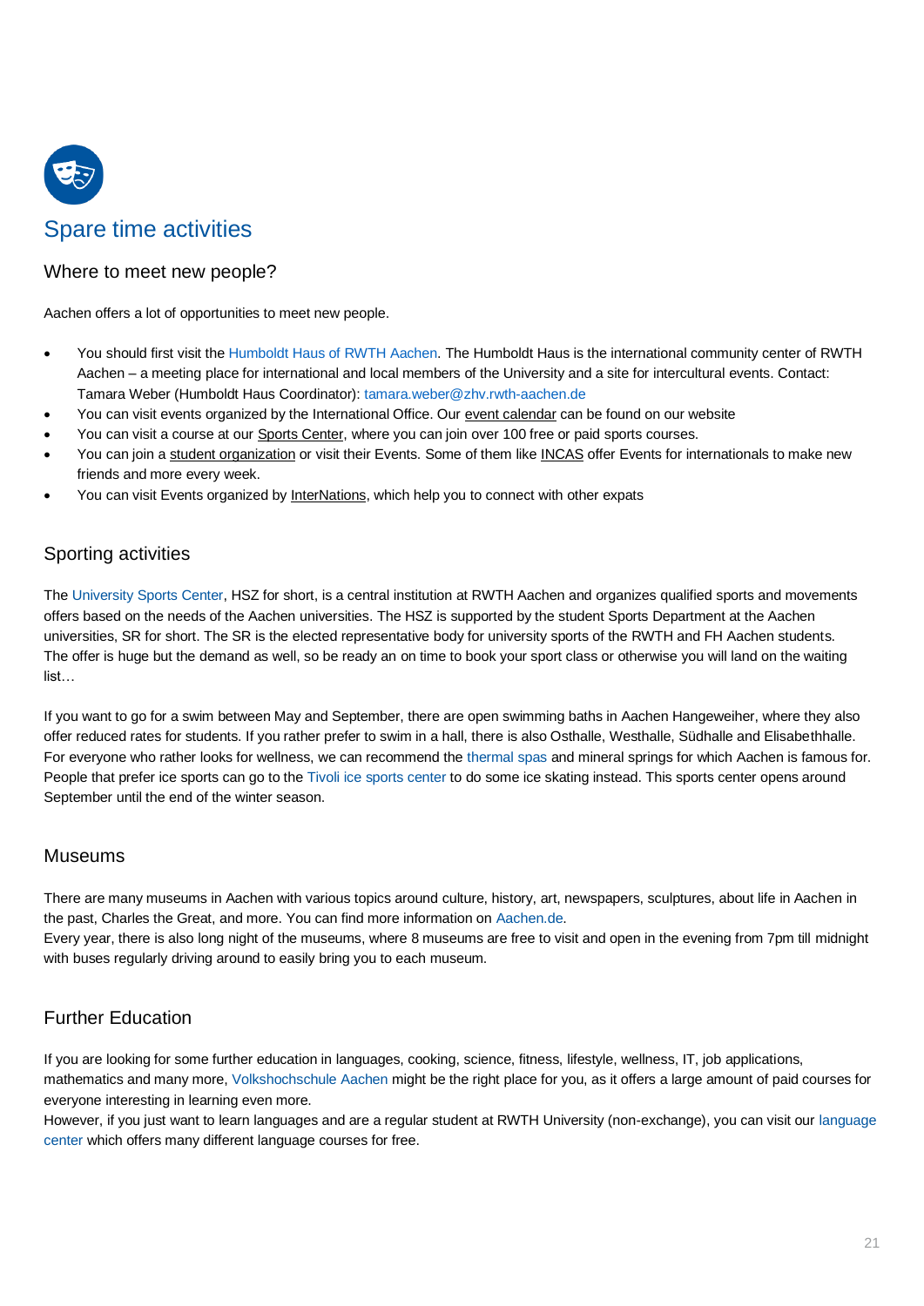# Spare time activities

## Where to meet new people?

Aachen offers a lot of opportunities to meet new people.

- You should first visit the Humboldt Haus of RWTH Aachen. The Humboldt Haus is the international community center of RWTH Aachen – a meeting place for international and local members of the University and a site for intercultural events. Contact: Tamara Weber (Humboldt Haus Coordinator): tamara.weber@zhv.rwth-aachen.de
- You can visit events organized by the International Office. Our event calendar can be found on our website
- You can visit a course at our Sports Center, where you can join over 100 free or paid sports courses.
- You can join a student organization or visit their Events. Some of them like INCAS offer Events for internationals to make new friends and more every week.
- You can visit Events organized by InterNations, which help you to connect with other expats

## Sporting activities

The University Sports Center, HSZ for short, is a central institution at RWTH Aachen and organizes qualified sports and movements offers based on the needs of the Aachen universities. The HSZ is supported by the student Sports Department at the Aachen universities, SR for short. The SR is the elected representative body for university sports of the RWTH and FH Aachen students. The offer is huge but the demand as well, so be ready an on time to book your sport class or otherwise you will land on the waiting list…

If you want to go for a swim between May and September, there are open swimming baths in Aachen Hangeweiher, where they also offer reduced rates for students. If you rather prefer to swim in a hall, there is also Osthalle, Westhalle, Südhalle and Elisabethhalle. For everyone who rather looks for wellness, we can recommend the thermal spas and mineral springs for which Aachen is famous for. People that prefer ice sports can go to the Tivoli ice sports center to do some ice skating instead. This sports center opens around September until the end of the winter season.

## Museums

There are many museums in Aachen with various topics around culture, history, art, newspapers, sculptures, about life in Aachen in the past, Charles the Great, and more. You can find more information on Aachen.de.
Every year, there is also long night of the museums, where 8 museums are free to visit and open in the evening from 7pm till midnight with buses regularly driving around to easily bring you to each museum.

## Further Education

If you are looking for some further education in languages, cooking, science, fitness, lifestyle, wellness, IT, job applications, mathematics and many more, Volkshochschule Aachen might be the right place for you, as it offers a large amount of paid courses for everyone interesting in learning even more.
However, if you just want to learn languages and are a regular student at RWTH University (non-exchange), you can visit our language center which offers many different language courses for free.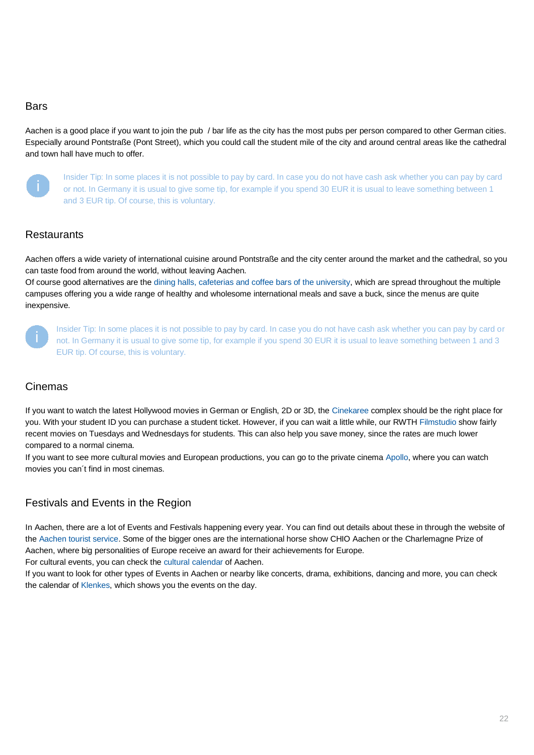## Bars

Aachen is a good place if you want to join the pub / bar life as the city has the most pubs per person compared to other German cities. Especially around Pontstraße (Pont Street), which you could call the student mile of the city and around central areas like the cathedral and town hall have much to offer.

> Insider Tip: In some places it is not possible to pay by card. In case you do not have cash ask whether you can pay by card or not. In Germany it is usual to give some tip, for example if you spend 30 EUR it is usual to leave something between 1 and 3 EUR tip. Of course, this is voluntary.

## Restaurants

Aachen offers a wide variety of international cuisine around Pontstraße and the city center around the market and the cathedral, so you can taste food from around the world, without leaving Aachen.
Of course good alternatives are the dining halls, cafeterias and coffee bars of the university, which are spread throughout the multiple campuses offering you a wide range of healthy and wholesome international meals and save a buck, since the menus are quite inexpensive.

> Insider Tip: In some places it is not possible to pay by card. In case you do not have cash ask whether you can pay by card or not. In Germany it is usual to give some tip, for example if you spend 30 EUR it is usual to leave something between 1 and 3 EUR tip. Of course, this is voluntary.

## Cinemas

If you want to watch the latest Hollywood movies in German or English, 2D or 3D, the Cinekaree complex should be the right place for you. With your student ID you can purchase a student ticket. However, if you can wait a little while, our RWTH Filmstudio show fairly recent movies on Tuesdays and Wednesdays for students. This can also help you save money, since the rates are much lower compared to a normal cinema.
If you want to see more cultural movies and European productions, you can go to the private cinema Apollo, where you can watch movies you can´t find in most cinemas.

## Festivals and Events in the Region

In Aachen, there are a lot of Events and Festivals happening every year. You can find out details about these in through the website of the Aachen tourist service. Some of the bigger ones are the international horse show CHIO Aachen or the Charlemagne Prize of Aachen, where big personalities of Europe receive an award for their achievements for Europe.
For cultural events, you can check the cultural calendar of Aachen.
If you want to look for other types of Events in Aachen or nearby like concerts, drama, exhibitions, dancing and more, you can check the calendar of Klenkes, which shows you the events on the day.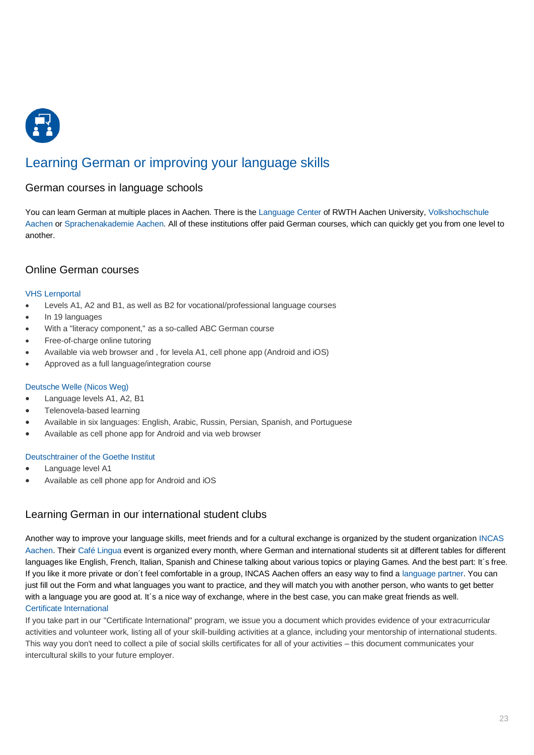# Learning German or improving your language skills

## German courses in language schools

You can learn German at multiple places in Aachen. There is the Language Center of RWTH Aachen University, Volkshochschule Aachen or Sprachenakademie Aachen. All of these institutions offer paid German courses, which can quickly get you from one level to another.

## Online German courses

VHS Lernportal

- Levels A1, A2 and B1, as well as B2 for vocational/professional language courses
- In 19 languages
- With a "literacy component," as a so-called ABC German course
- Free-of-charge online tutoring
- Available via web browser and , for levela A1, cell phone app (Android and iOS)
- Approved as a full language/integration course

Deutsche Welle (Nicos Weg)

- Language levels A1, A2, B1
- Telenovela-based learning
- Available in six languages: English, Arabic, Russin, Persian, Spanish, and Portuguese
- Available as cell phone app for Android and via web browser

Deutschtrainer of the Goethe Institut

- Language level A1
- Available as cell phone app for Android and iOS

## Learning German in our international student clubs

Another way to improve your language skills, meet friends and for a cultural exchange is organized by the student organization INCAS Aachen. Their Café Lingua event is organized every month, where German and international students sit at different tables for different languages like English, French, Italian, Spanish and Chinese talking about various topics or playing Games. And the best part: It´s free. If you like it more private or don´t feel comfortable in a group, INCAS Aachen offers an easy way to find a language partner. You can just fill out the Form and what languages you want to practice, and they will match you with another person, who wants to get better with a language you are good at. It´s a nice way of exchange, where in the best case, you can make great friends as well.

Certificate International

If you take part in our "Certificate International" program, we issue you a document which provides evidence of your extracurricular activities and volunteer work, listing all of your skill-building activities at a glance, including your mentorship of international students. This way you don't need to collect a pile of social skills certificates for all of your activities – this document communicates your intercultural skills to your future employer.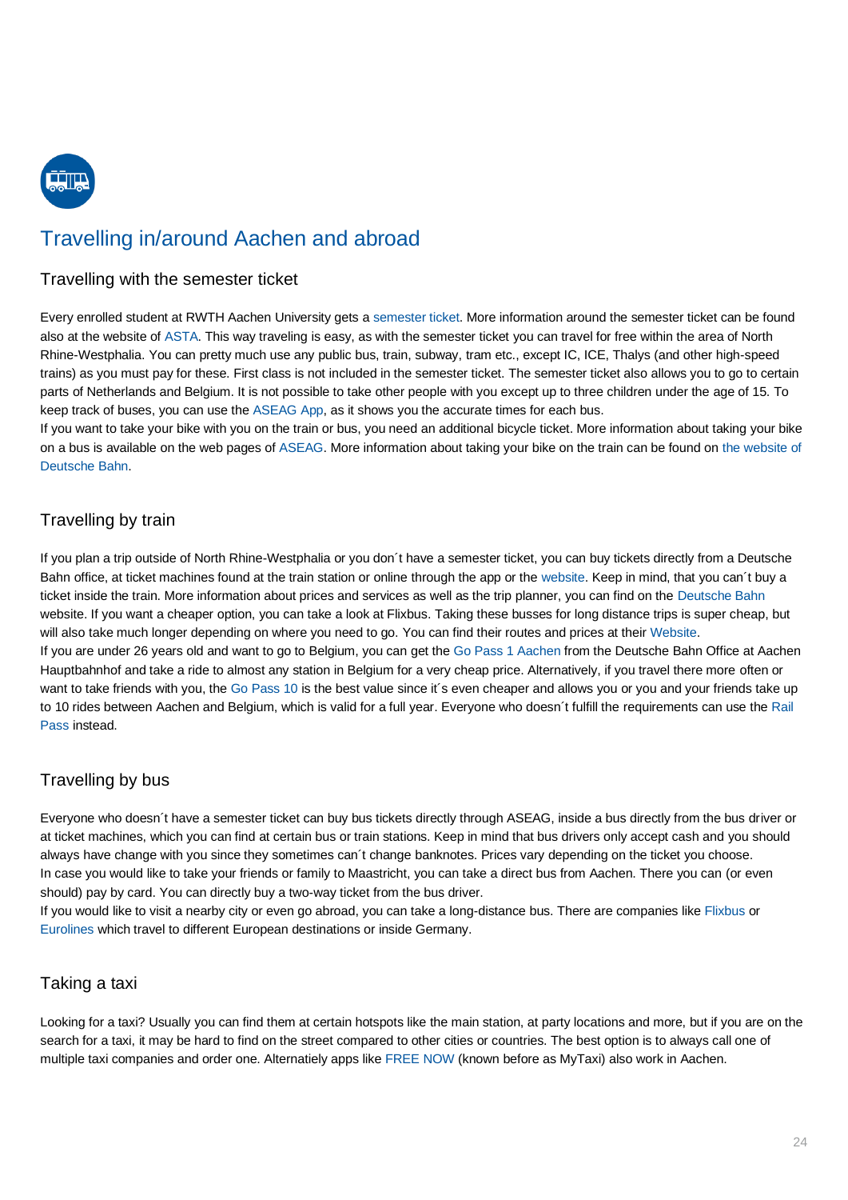# Travelling in/around Aachen and abroad

## Travelling with the semester ticket

Every enrolled student at RWTH Aachen University gets a semester ticket. More information around the semester ticket can be found also at the website of ASTA. This way traveling is easy, as with the semester ticket you can travel for free within the area of North Rhine-Westphalia. You can pretty much use any public bus, train, subway, tram etc., except IC, ICE, Thalys (and other high-speed trains) as you must pay for these. First class is not included in the semester ticket. The semester ticket also allows you to go to certain parts of Netherlands and Belgium. It is not possible to take other people with you except up to three children under the age of 15. To keep track of buses, you can use the ASEAG App, as it shows you the accurate times for each bus.
If you want to take your bike with you on the train or bus, you need an additional bicycle ticket. More information about taking your bike on a bus is available on the web pages of ASEAG. More information about taking your bike on the train can be found on the website of Deutsche Bahn.

## Travelling by train

If you plan a trip outside of North Rhine-Westphalia or you don´t have a semester ticket, you can buy tickets directly from a Deutsche Bahn office, at ticket machines found at the train station or online through the app or the website. Keep in mind, that you can´t buy a ticket inside the train. More information about prices and services as well as the trip planner, you can find on the Deutsche Bahn website. If you want a cheaper option, you can take a look at Flixbus. Taking these busses for long distance trips is super cheap, but will also take much longer depending on where you need to go. You can find their routes and prices at their Website.
If you are under 26 years old and want to go to Belgium, you can get the Go Pass 1 Aachen from the Deutsche Bahn Office at Aachen Hauptbahnhof and take a ride to almost any station in Belgium for a very cheap price. Alternatively, if you travel there more often or want to take friends with you, the Go Pass 10 is the best value since it´s even cheaper and allows you or you and your friends take up to 10 rides between Aachen and Belgium, which is valid for a full year. Everyone who doesn´t fulfill the requirements can use the Rail Pass instead.

## Travelling by bus

Everyone who doesn´t have a semester ticket can buy bus tickets directly through ASEAG, inside a bus directly from the bus driver or at ticket machines, which you can find at certain bus or train stations. Keep in mind that bus drivers only accept cash and you should always have change with you since they sometimes can´t change banknotes. Prices vary depending on the ticket you choose.
In case you would like to take your friends or family to Maastricht, you can take a direct bus from Aachen. There you can (or even should) pay by card. You can directly buy a two-way ticket from the bus driver.
If you would like to visit a nearby city or even go abroad, you can take a long-distance bus. There are companies like Flixbus or Eurolines which travel to different European destinations or inside Germany.

## Taking a taxi

Looking for a taxi? Usually you can find them at certain hotspots like the main station, at party locations and more, but if you are on the search for a taxi, it may be hard to find on the street compared to other cities or countries. The best option is to always call one of multiple taxi companies and order one. Alternatiely apps like FREE NOW (known before as MyTaxi) also work in Aachen.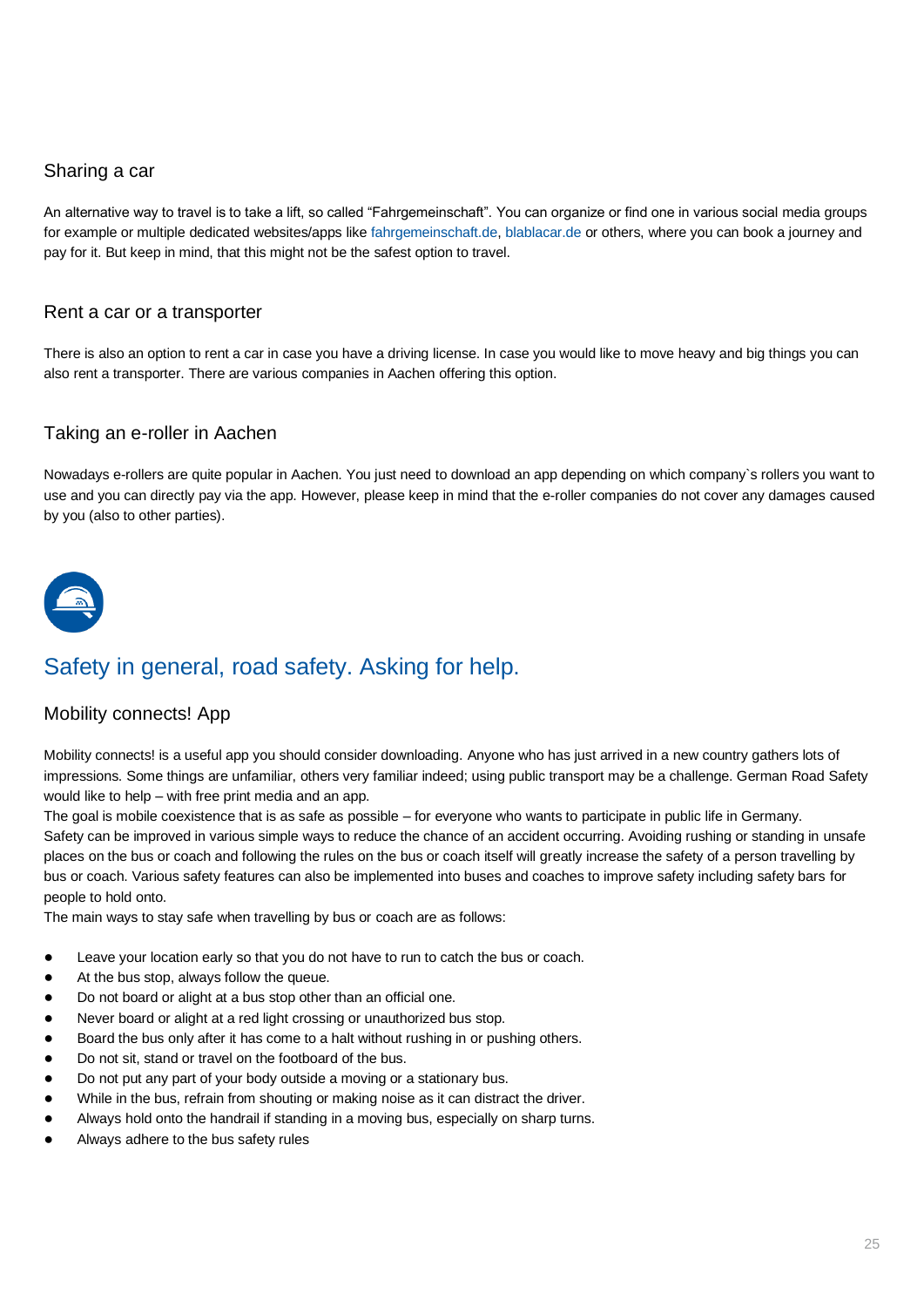### Sharing a car

An alternative way to travel is to take a lift, so called "Fahrgemeinschaft". You can organize or find one in various social media groups for example or multiple dedicated websites/apps like fahrgemeinschaft.de, blablacar.de or others, where you can book a journey and pay for it. But keep in mind, that this might not be the safest option to travel.

### Rent a car or a transporter

There is also an option to rent a car in case you have a driving license. In case you would like to move heavy and big things you can also rent a transporter. There are various companies in Aachen offering this option.

### Taking an e-roller in Aachen

Nowadays e-rollers are quite popular in Aachen. You just need to download an app depending on which company`s rollers you want to use and you can directly pay via the app. However, please keep in mind that the e-roller companies do not cover any damages caused by you (also to other parties).

## Safety in general, road safety. Asking for help.

### Mobility connects! App

Mobility connects! is a useful app you should consider downloading. Anyone who has just arrived in a new country gathers lots of impressions. Some things are unfamiliar, others very familiar indeed; using public transport may be a challenge. German Road Safety would like to help – with free print media and an app.
The goal is mobile coexistence that is as safe as possible – for everyone who wants to participate in public life in Germany.
Safety can be improved in various simple ways to reduce the chance of an accident occurring. Avoiding rushing or standing in unsafe places on the bus or coach and following the rules on the bus or coach itself will greatly increase the safety of a person travelling by bus or coach. Various safety features can also be implemented into buses and coaches to improve safety including safety bars for people to hold onto.
The main ways to stay safe when travelling by bus or coach are as follows:

- Leave your location early so that you do not have to run to catch the bus or coach.
- At the bus stop, always follow the queue.
- Do not board or alight at a bus stop other than an official one.
- Never board or alight at a red light crossing or unauthorized bus stop.
- Board the bus only after it has come to a halt without rushing in or pushing others.
- Do not sit, stand or travel on the footboard of the bus.
- Do not put any part of your body outside a moving or a stationary bus.
- While in the bus, refrain from shouting or making noise as it can distract the driver.
- Always hold onto the handrail if standing in a moving bus, especially on sharp turns.
- Always adhere to the bus safety rules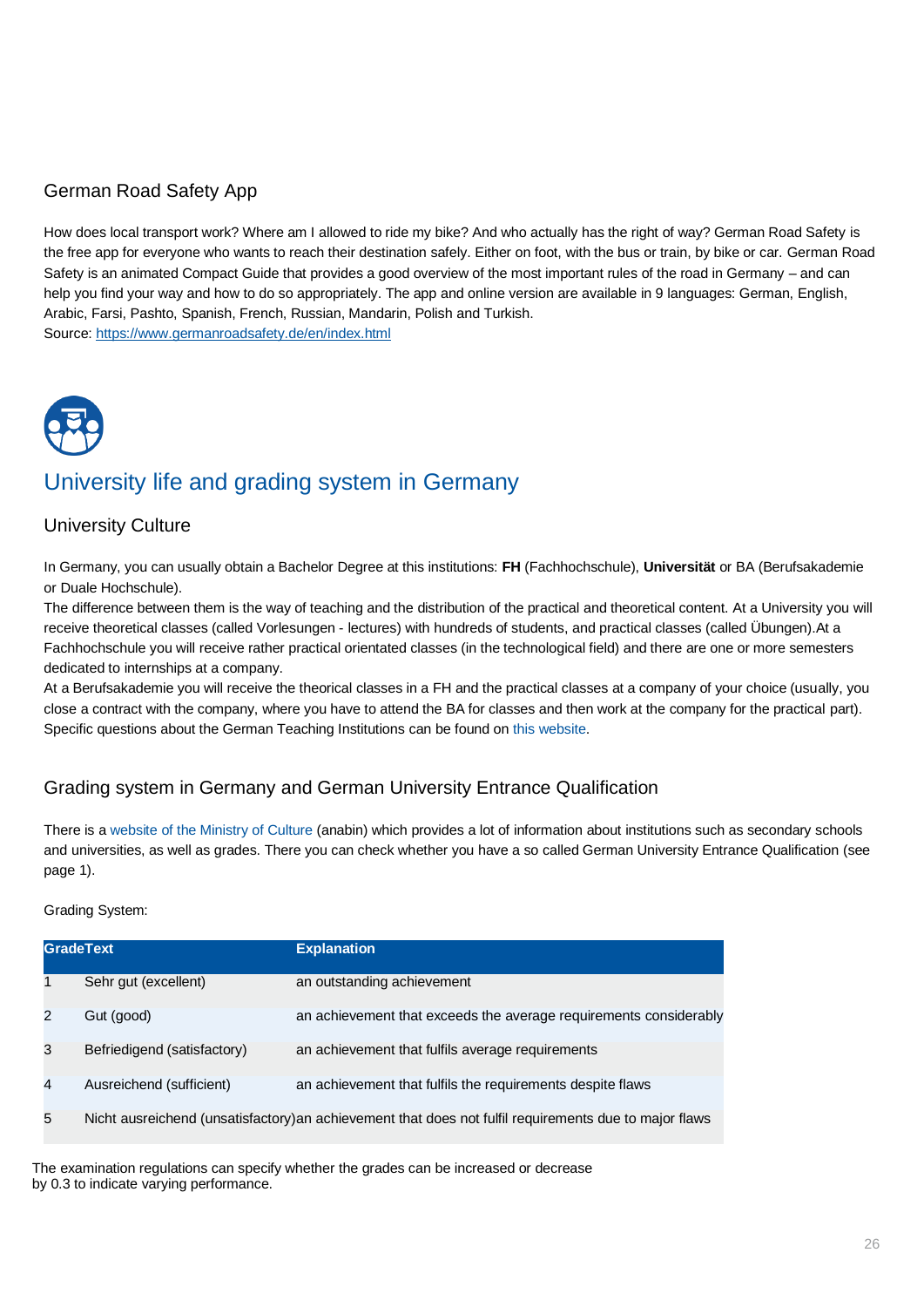## German Road Safety App

How does local transport work? Where am I allowed to ride my bike? And who actually has the right of way? German Road Safety is the free app for everyone who wants to reach their destination safely. Either on foot, with the bus or train, by bike or car. German Road Safety is an animated Compact Guide that provides a good overview of the most important rules of the road in Germany – and can help you find your way and how to do so appropriately. The app and online version are available in 9 languages: German, English, Arabic, Farsi, Pashto, Spanish, French, Russian, Mandarin, Polish and Turkish.
Source: https://www.germanroadsafety.de/en/index.html

# University life and grading system in Germany

## University Culture

In Germany, you can usually obtain a Bachelor Degree at this institutions: **FH** (Fachhochschule), **Universität** or BA (Berufsakademie or Duale Hochschule).
The difference between them is the way of teaching and the distribution of the practical and theoretical content. At a University you will receive theoretical classes (called Vorlesungen - lectures) with hundreds of students, and practical classes (called Übungen).At a Fachhochschule you will receive rather practical orientated classes (in the technological field) and there are one or more semesters dedicated to internships at a company.
At a Berufsakademie you will receive the theorical classes in a FH and the practical classes at a company of your choice (usually, you close a contract with the company, where you have to attend the BA for classes and then work at the company for the practical part).
Specific questions about the German Teaching Institutions can be found on this website.

## Grading system in Germany and German University Entrance Qualification

There is a website of the Ministry of Culture (anabin) which provides a lot of information about institutions such as secondary schools and universities, as well as grades. There you can check whether you have a so called German University Entrance Qualification (see page 1).

Grading System:

| Grade | Text | Explanation |
|---|---|---|
| 1 | Sehr gut (excellent) | an outstanding achievement |
| 2 | Gut (good) | an achievement that exceeds the average requirements considerably |
| 3 | Befriedigend (satisfactory) | an achievement that fulfils average requirements |
| 4 | Ausreichend (sufficient) | an achievement that fulfils the requirements despite flaws |
| 5 | Nicht ausreichend (unsatisfactory) | an achievement that does not fulfil requirements due to major flaws |

The examination regulations can specify whether the grades can be increased or decrease by 0.3 to indicate varying performance.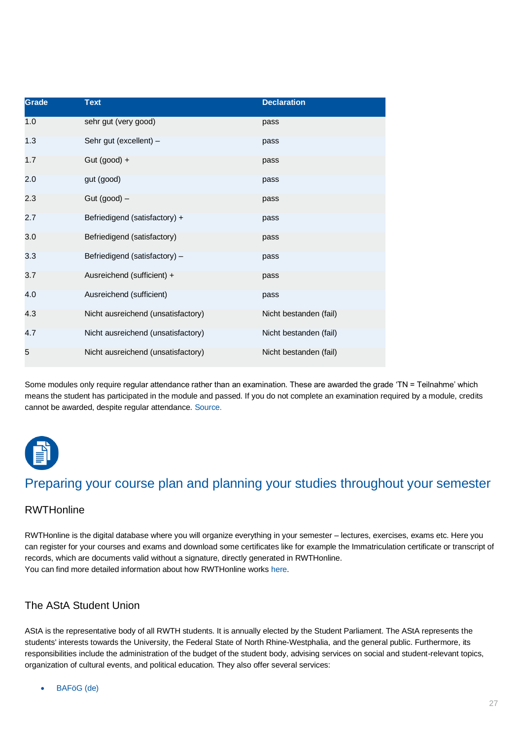| Grade | Text | Declaration |
|---|---|---|
| 1.0 | sehr gut (very good) | pass |
| 1.3 | Sehr gut (excellent) – | pass |
| 1.7 | Gut (good) + | pass |
| 2.0 | gut (good) | pass |
| 2.3 | Gut (good) – | pass |
| 2.7 | Befriedigend (satisfactory) + | pass |
| 3.0 | Befriedigend (satisfactory) | pass |
| 3.3 | Befriedigend (satisfactory) – | pass |
| 3.7 | Ausreichend (sufficient) + | pass |
| 4.0 | Ausreichend (sufficient) | pass |
| 4.3 | Nicht ausreichend (unsatisfactory) | Nicht bestanden (fail) |
| 4.7 | Nicht ausreichend (unsatisfactory) | Nicht bestanden (fail) |
| 5 | Nicht ausreichend (unsatisfactory) | Nicht bestanden (fail) |

Some modules only require regular attendance rather than an examination. These are awarded the grade 'TN = Teilnahme' which means the student has participated in the module and passed. If you do not complete an examination required by a module, credits cannot be awarded, despite regular attendance. Source.

## Preparing your course plan and planning your studies throughout your semester

### RWTHonline

RWTHonline is the digital database where you will organize everything in your semester – lectures, exercises, exams etc. Here you can register for your courses and exams and download some certificates like for example the Immatriculation certificate or transcript of records, which are documents valid without a signature, directly generated in RWTHonline.
You can find more detailed information about how RWTHonline works here.

### The AStA Student Union

AStA is the representative body of all RWTH students. It is annually elected by the Student Parliament. The AStA represents the students' interests towards the University, the Federal State of North Rhine-Westphalia, and the general public. Furthermore, its responsibilities include the administration of the budget of the student body, advising services on social and student-relevant topics, organization of cultural events, and political education. They also offer several services:

- BAFöG (de)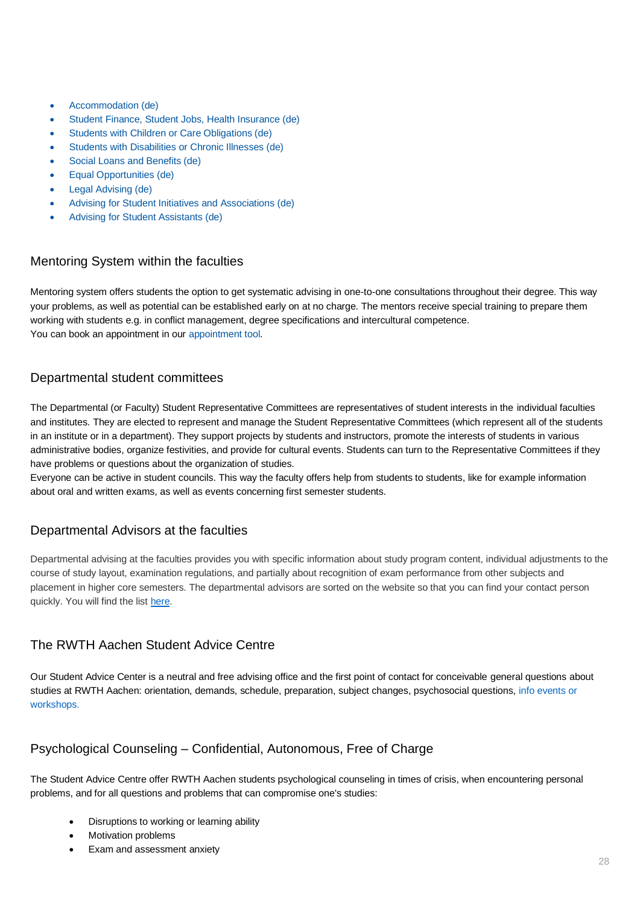- Accommodation (de)
- Student Finance, Student Jobs, Health Insurance (de)
- Students with Children or Care Obligations (de)
- Students with Disabilities or Chronic Illnesses (de)
- Social Loans and Benefits (de)
- Equal Opportunities (de)
- Legal Advising (de)
- Advising for Student Initiatives and Associations (de)
- Advising for Student Assistants (de)

## Mentoring System within the faculties

Mentoring system offers students the option to get systematic advising in one-to-one consultations throughout their degree. This way your problems, as well as potential can be established early on at no charge. The mentors receive special training to prepare them working with students e.g. in conflict management, degree specifications and intercultural competence.
You can book an appointment in our appointment tool.

## Departmental student committees

The Departmental (or Faculty) Student Representative Committees are representatives of student interests in the individual faculties and institutes. They are elected to represent and manage the Student Representative Committees (which represent all of the students in an institute or in a department). They support projects by students and instructors, promote the interests of students in various administrative bodies, organize festivities, and provide for cultural events. Students can turn to the Representative Committees if they have problems or questions about the organization of studies.
Everyone can be active in student councils. This way the faculty offers help from students to students, like for example information about oral and written exams, as well as events concerning first semester students.

## Departmental Advisors at the faculties

Departmental advising at the faculties provides you with specific information about study program content, individual adjustments to the course of study layout, examination regulations, and partially about recognition of exam performance from other subjects and placement in higher core semesters. The departmental advisors are sorted on the website so that you can find your contact person quickly. You will find the list here.

## The RWTH Aachen Student Advice Centre

Our Student Advice Center is a neutral and free advising office and the first point of contact for conceivable general questions about studies at RWTH Aachen: orientation, demands, schedule, preparation, subject changes, psychosocial questions, info events or workshops.

## Psychological Counseling – Confidential, Autonomous, Free of Charge

The Student Advice Centre offer RWTH Aachen students psychological counseling in times of crisis, when encountering personal problems, and for all questions and problems that can compromise one's studies:

- Disruptions to working or learning ability
- Motivation problems
- Exam and assessment anxiety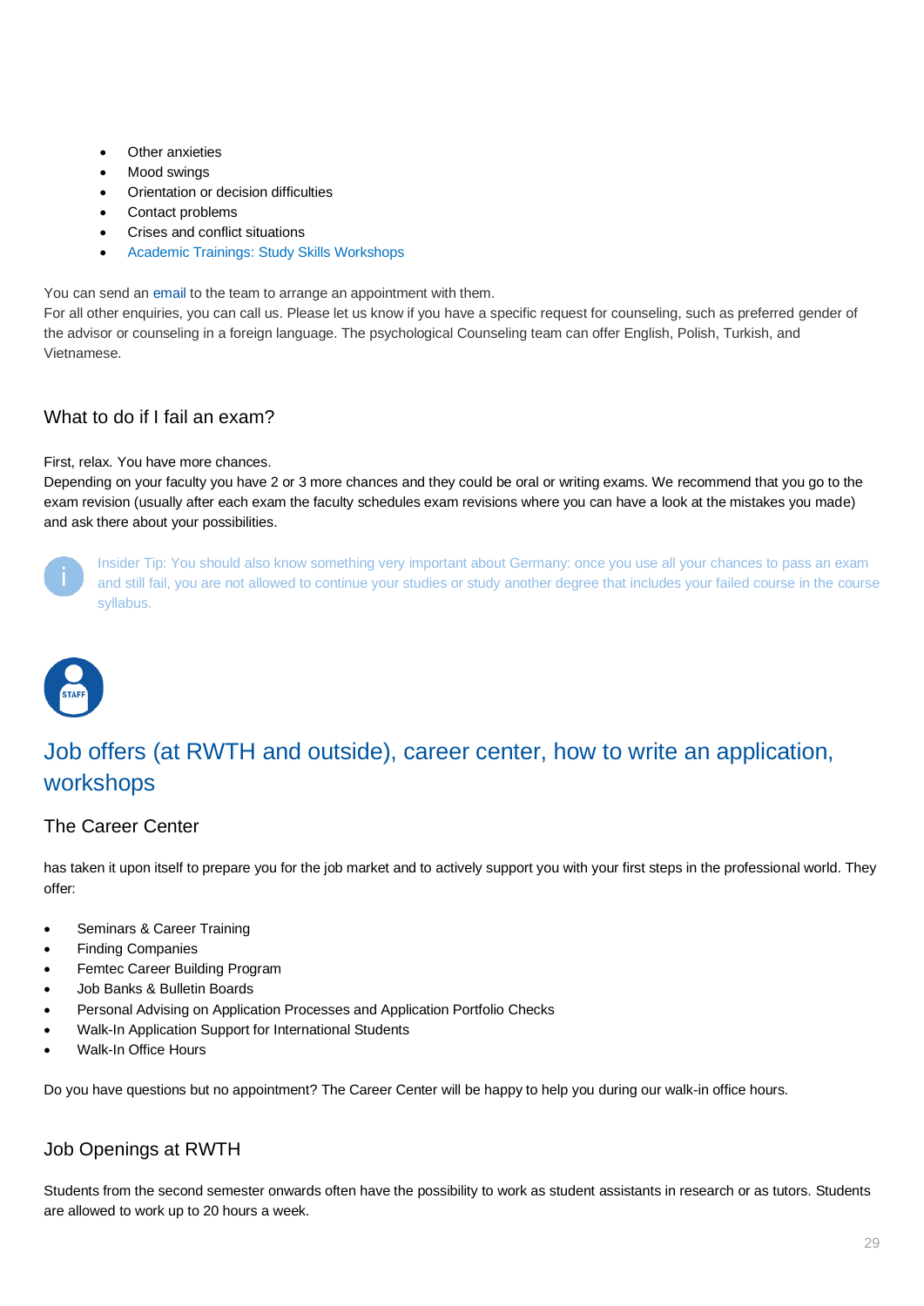- Other anxieties
- Mood swings
- Orientation or decision difficulties
- Contact problems
- Crises and conflict situations
- Academic Trainings: Study Skills Workshops

You can send an email to the team to arrange an appointment with them.
For all other enquiries, you can call us. Please let us know if you have a specific request for counseling, such as preferred gender of the advisor or counseling in a foreign language. The psychological Counseling team can offer English, Polish, Turkish, and Vietnamese.

### What to do if I fail an exam?

First, relax. You have more chances.
Depending on your faculty you have 2 or 3 more chances and they could be oral or writing exams. We recommend that you go to the exam revision (usually after each exam the faculty schedules exam revisions where you can have a look at the mistakes you made) and ask there about your possibilities.

Insider Tip: You should also know something very important about Germany: once you use all your chances to pass an exam and still fail, you are not allowed to continue your studies or study another degree that includes your failed course in the course syllabus.

## Job offers (at RWTH and outside), career center, how to write an application, workshops

### The Career Center

has taken it upon itself to prepare you for the job market and to actively support you with your first steps in the professional world. They offer:

- Seminars & Career Training
- Finding Companies
- Femtec Career Building Program
- Job Banks & Bulletin Boards
- Personal Advising on Application Processes and Application Portfolio Checks
- Walk-In Application Support for International Students
- Walk-In Office Hours

Do you have questions but no appointment? The Career Center will be happy to help you during our walk-in office hours.

### Job Openings at RWTH

Students from the second semester onwards often have the possibility to work as student assistants in research or as tutors. Students are allowed to work up to 20 hours a week.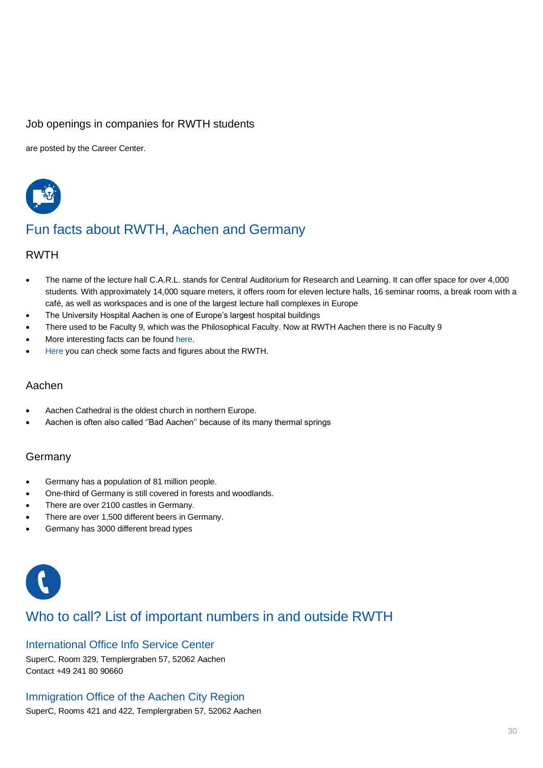Job openings in companies for RWTH students

are posted by the Career Center.

## Fun facts about RWTH, Aachen and Germany

### RWTH

- The name of the lecture hall C.A.R.L. stands for Central Auditorium for Research and Learning. It can offer space for over 4,000 students. With approximately 14,000 square meters, it offers room for eleven lecture halls, 16 seminar rooms, a break room with a café, as well as workspaces and is one of the largest lecture hall complexes in Europe
- The University Hospital Aachen is one of Europe's largest hospital buildings
- There used to be Faculty 9, which was the Philosophical Faculty. Now at RWTH Aachen there is no Faculty 9
- More interesting facts can be found here.
- Here you can check some facts and figures about the RWTH.

### Aachen

- Aachen Cathedral is the oldest church in northern Europe.
- Aachen is often also called ''Bad Aachen'' because of its many thermal springs

### Germany

- Germany has a population of 81 million people.
- One-third of Germany is still covered in forests and woodlands.
- There are over 2100 castles in Germany.
- There are over 1,500 different beers in Germany.
- Germany has 3000 different bread types

## Who to call? List of important numbers in and outside RWTH

### International Office Info Service Center

SuperC, Room 329, Templergraben 57, 52062 Aachen
Contact +49 241 80 90660

### Immigration Office of the Aachen City Region

SuperC, Rooms 421 and 422, Templergraben 57, 52062 Aachen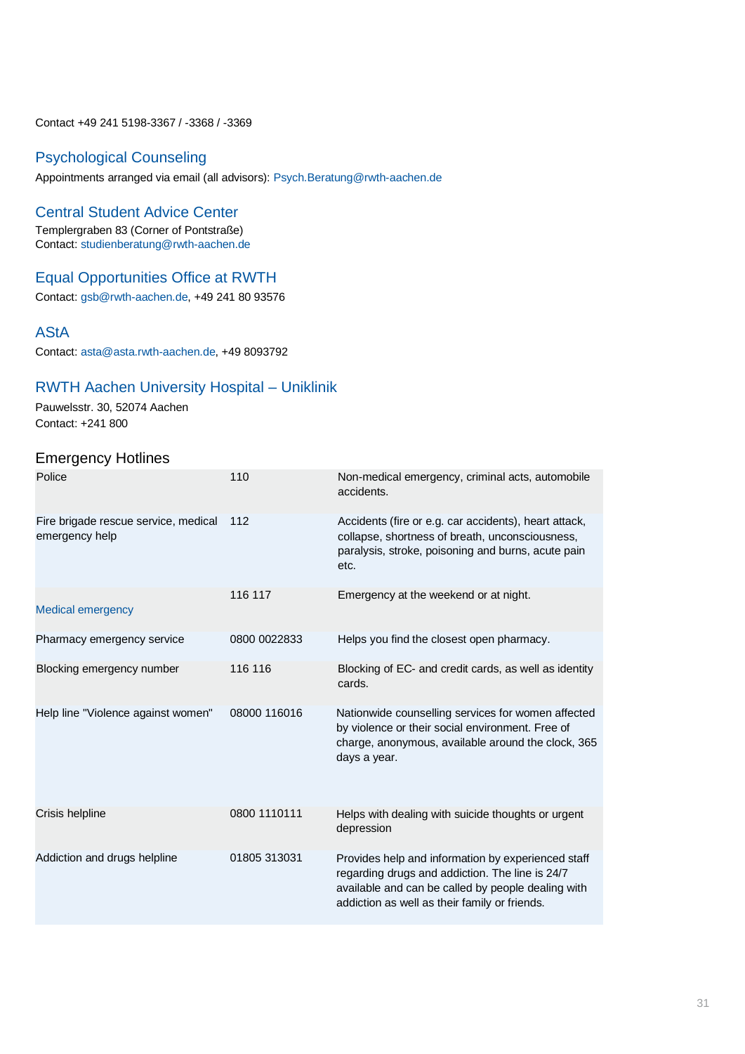Contact +49 241 5198-3367 / -3368 / -3369

## Psychological Counseling

Appointments arranged via email (all advisors): Psych.Beratung@rwth-aachen.de

## Central Student Advice Center

Templergraben 83 (Corner of Pontstraße)
Contact: studienberatung@rwth-aachen.de

## Equal Opportunities Office at RWTH

Contact: gsb@rwth-aachen.de, +49 241 80 93576

## AStA

Contact: asta@asta.rwth-aachen.de, +49 8093792

## RWTH Aachen University Hospital – Uniklinik

Pauwelsstr. 30, 52074 Aachen
Contact: +241 800

## Emergency Hotlines

| | | |
|---|---|---|
| Police | 110 | Non-medical emergency, criminal acts, automobile accidents. |
| Fire brigade rescue service, medical emergency help | 112 | Accidents (fire or e.g. car accidents), heart attack, collapse, shortness of breath, unconsciousness, paralysis, stroke, poisoning and burns, acute pain etc. |
| Medical emergency | 116 117 | Emergency at the weekend or at night. |
| Pharmacy emergency service | 0800 0022833 | Helps you find the closest open pharmacy. |
| Blocking emergency number | 116 116 | Blocking of EC- and credit cards, as well as identity cards. |
| Help line "Violence against women" | 08000 116016 | Nationwide counselling services for women affected by violence or their social environment. Free of charge, anonymous, available around the clock, 365 days a year. |
| Crisis helpline | 0800 1110111 | Helps with dealing with suicide thoughts or urgent depression |
| Addiction and drugs helpline | 01805 313031 | Provides help and information by experienced staff regarding drugs and addiction. The line is 24/7 available and can be called by people dealing with addiction as well as their family or friends. |